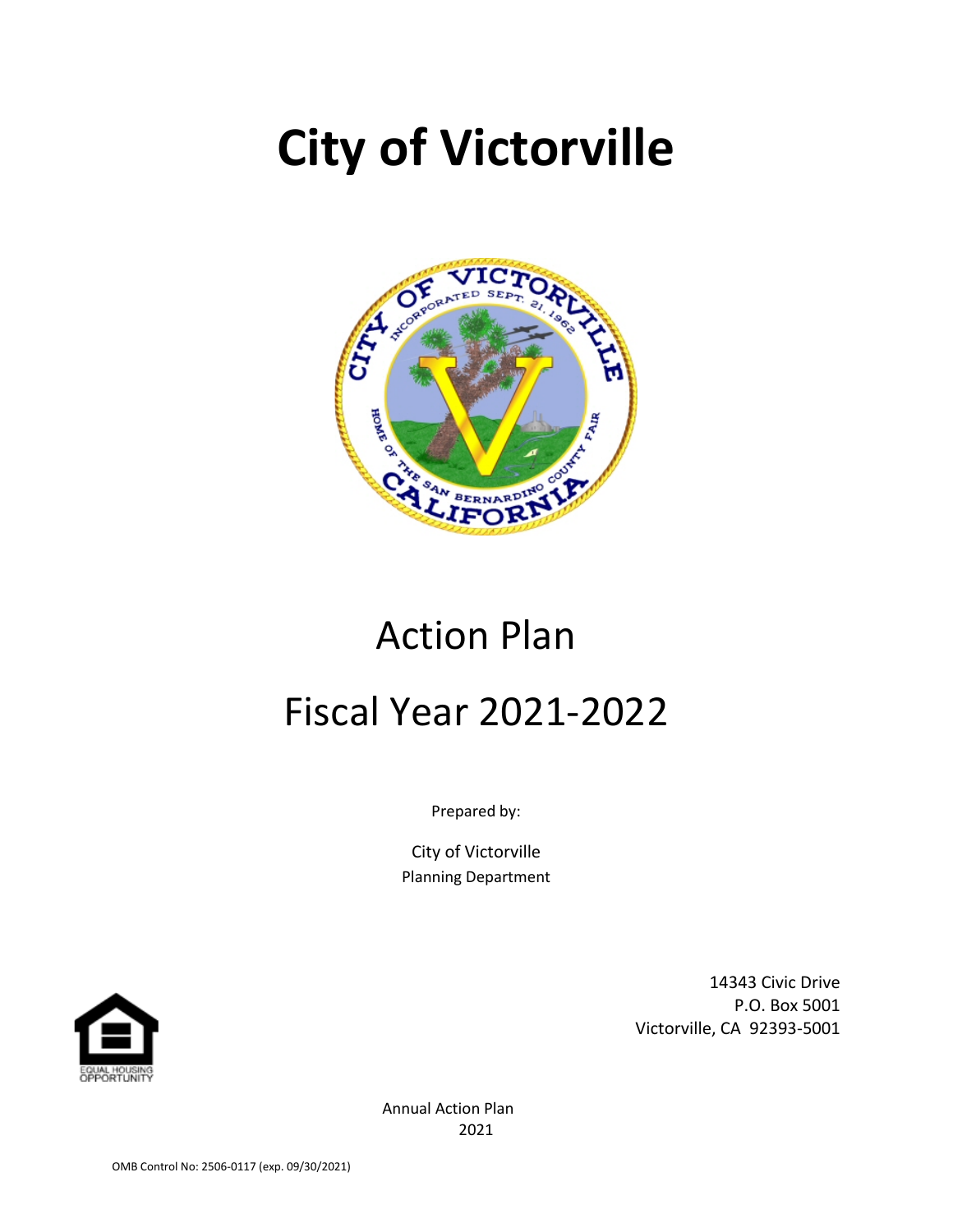# City of Victorville

# Action Plan

# Fiscal Year 2021-2022

Prepared by:

City of Victorville
Planning Department

14343 Civic Drive
P.O. Box 5001
Victorville, CA 92393-5001

Annual Action Plan
2021

OMB Control No: 2506-0117 (exp. 09/30/2021)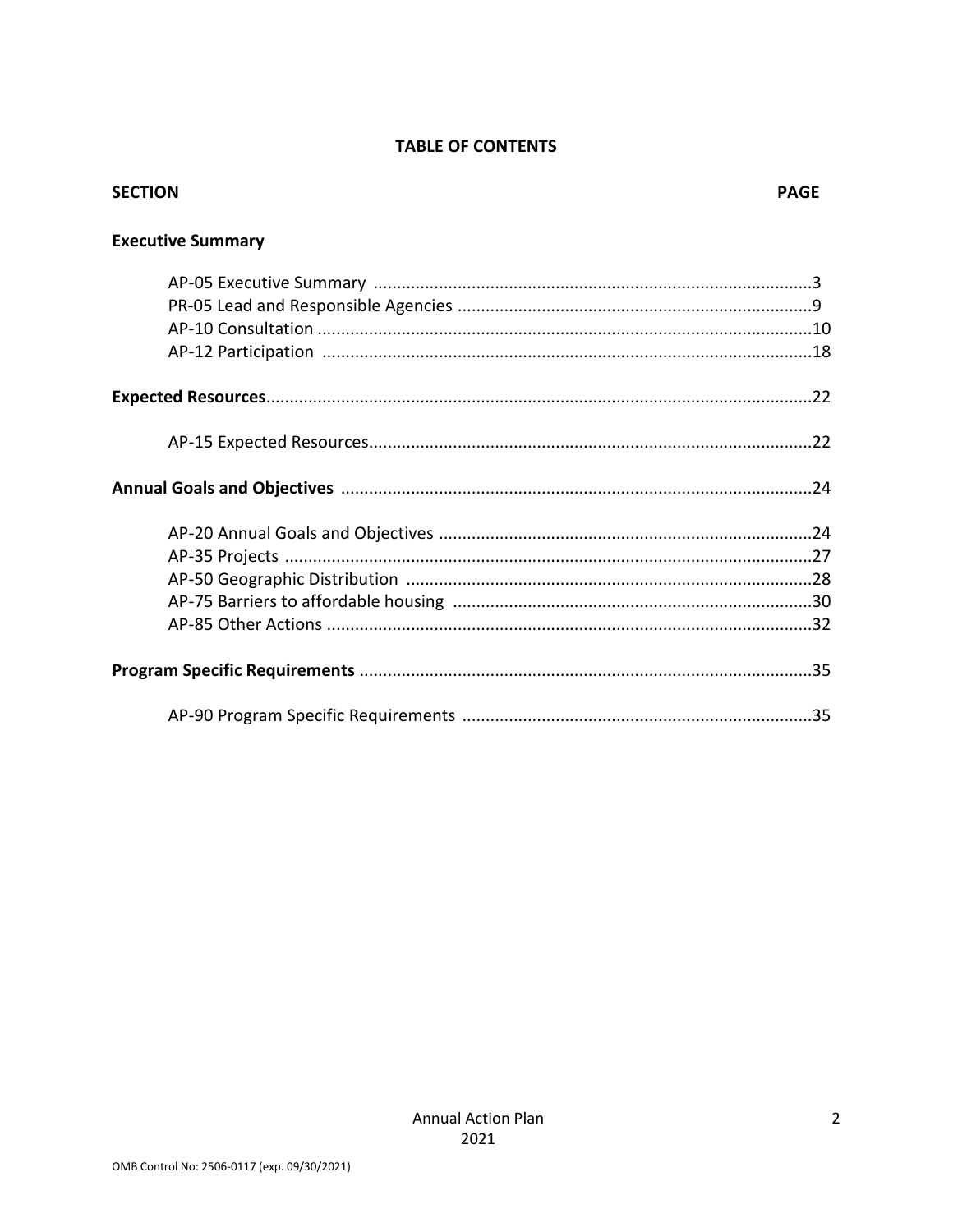## TABLE OF CONTENTS

| SECTION | PAGE |
|---|---|
| **Executive Summary** | |
| AP-05 Executive Summary | 3 |
| PR-05 Lead and Responsible Agencies | 9 |
| AP-10 Consultation | 10 |
| AP-12 Participation | 18 |
| **Expected Resources** | 22 |
| AP-15 Expected Resources | 22 |
| **Annual Goals and Objectives** | 24 |
| AP-20 Annual Goals and Objectives | 24 |
| AP-35 Projects | 27 |
| AP-50 Geographic Distribution | 28 |
| AP-75 Barriers to affordable housing | 30 |
| AP-85 Other Actions | 32 |
| **Program Specific Requirements** | 35 |
| AP-90 Program Specific Requirements | 35 |

OMB Control No: 2506-0117 (exp. 09/30/2021)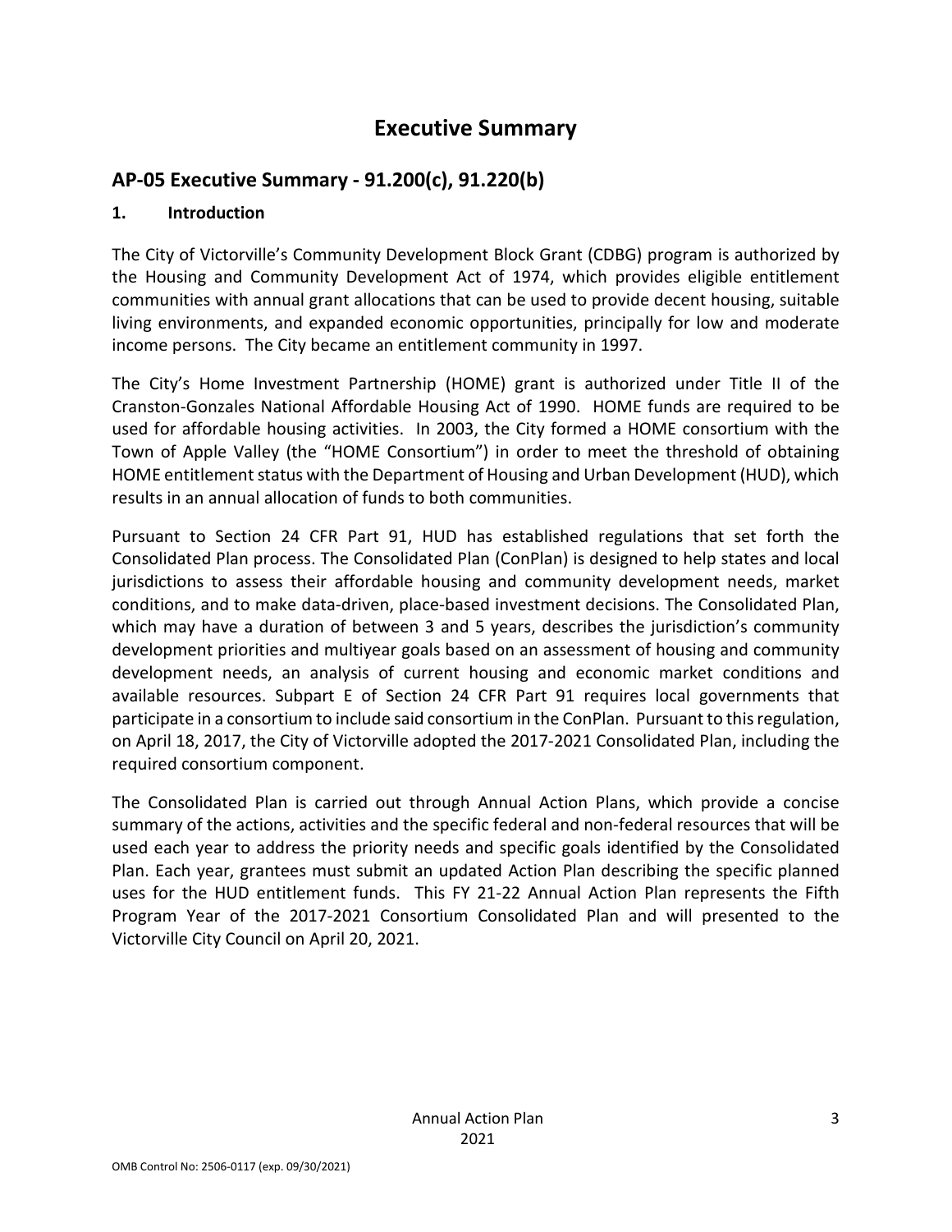# Executive Summary

## AP-05 Executive Summary - 91.200(c), 91.220(b)

### 1. Introduction

The City of Victorville's Community Development Block Grant (CDBG) program is authorized by the Housing and Community Development Act of 1974, which provides eligible entitlement communities with annual grant allocations that can be used to provide decent housing, suitable living environments, and expanded economic opportunities, principally for low and moderate income persons. The City became an entitlement community in 1997.

The City's Home Investment Partnership (HOME) grant is authorized under Title II of the Cranston-Gonzales National Affordable Housing Act of 1990. HOME funds are required to be used for affordable housing activities. In 2003, the City formed a HOME consortium with the Town of Apple Valley (the "HOME Consortium") in order to meet the threshold of obtaining HOME entitlement status with the Department of Housing and Urban Development (HUD), which results in an annual allocation of funds to both communities.

Pursuant to Section 24 CFR Part 91, HUD has established regulations that set forth the Consolidated Plan process. The Consolidated Plan (ConPlan) is designed to help states and local jurisdictions to assess their affordable housing and community development needs, market conditions, and to make data-driven, place-based investment decisions. The Consolidated Plan, which may have a duration of between 3 and 5 years, describes the jurisdiction's community development priorities and multiyear goals based on an assessment of housing and community development needs, an analysis of current housing and economic market conditions and available resources. Subpart E of Section 24 CFR Part 91 requires local governments that participate in a consortium to include said consortium in the ConPlan. Pursuant to this regulation, on April 18, 2017, the City of Victorville adopted the 2017-2021 Consolidated Plan, including the required consortium component.

The Consolidated Plan is carried out through Annual Action Plans, which provide a concise summary of the actions, activities and the specific federal and non-federal resources that will be used each year to address the priority needs and specific goals identified by the Consolidated Plan. Each year, grantees must submit an updated Action Plan describing the specific planned uses for the HUD entitlement funds. This FY 21-22 Annual Action Plan represents the Fifth Program Year of the 2017-2021 Consortium Consolidated Plan and will presented to the Victorville City Council on April 20, 2021.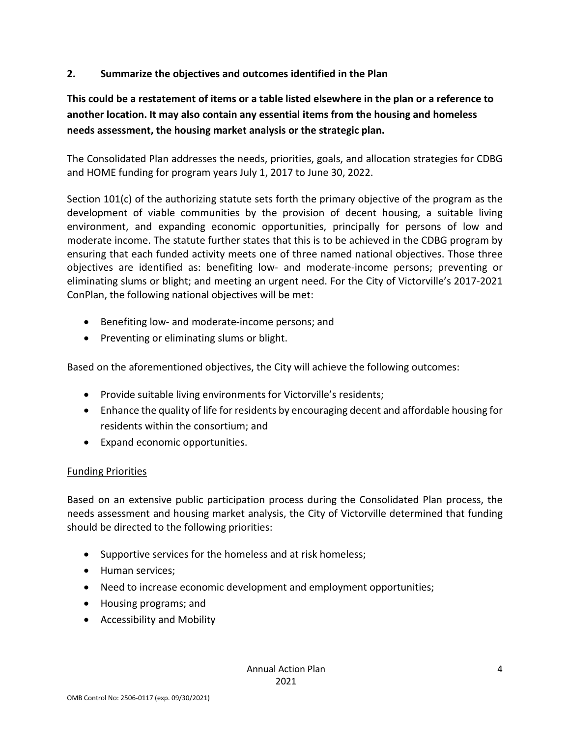## 2. Summarize the objectives and outcomes identified in the Plan

**This could be a restatement of items or a table listed elsewhere in the plan or a reference to another location. It may also contain any essential items from the housing and homeless needs assessment, the housing market analysis or the strategic plan.**

The Consolidated Plan addresses the needs, priorities, goals, and allocation strategies for CDBG and HOME funding for program years July 1, 2017 to June 30, 2022.

Section 101(c) of the authorizing statute sets forth the primary objective of the program as the development of viable communities by the provision of decent housing, a suitable living environment, and expanding economic opportunities, principally for persons of low and moderate income. The statute further states that this is to be achieved in the CDBG program by ensuring that each funded activity meets one of three named national objectives. Those three objectives are identified as: benefiting low- and moderate-income persons; preventing or eliminating slums or blight; and meeting an urgent need. For the City of Victorville's 2017-2021 ConPlan, the following national objectives will be met:

- Benefiting low- and moderate-income persons; and
- Preventing or eliminating slums or blight.

Based on the aforementioned objectives, the City will achieve the following outcomes:

- Provide suitable living environments for Victorville's residents;
- Enhance the quality of life for residents by encouraging decent and affordable housing for residents within the consortium; and
- Expand economic opportunities.

<u>Funding Priorities</u>

Based on an extensive public participation process during the Consolidated Plan process, the needs assessment and housing market analysis, the City of Victorville determined that funding should be directed to the following priorities:

- Supportive services for the homeless and at risk homeless;
- Human services;
- Need to increase economic development and employment opportunities;
- Housing programs; and
- Accessibility and Mobility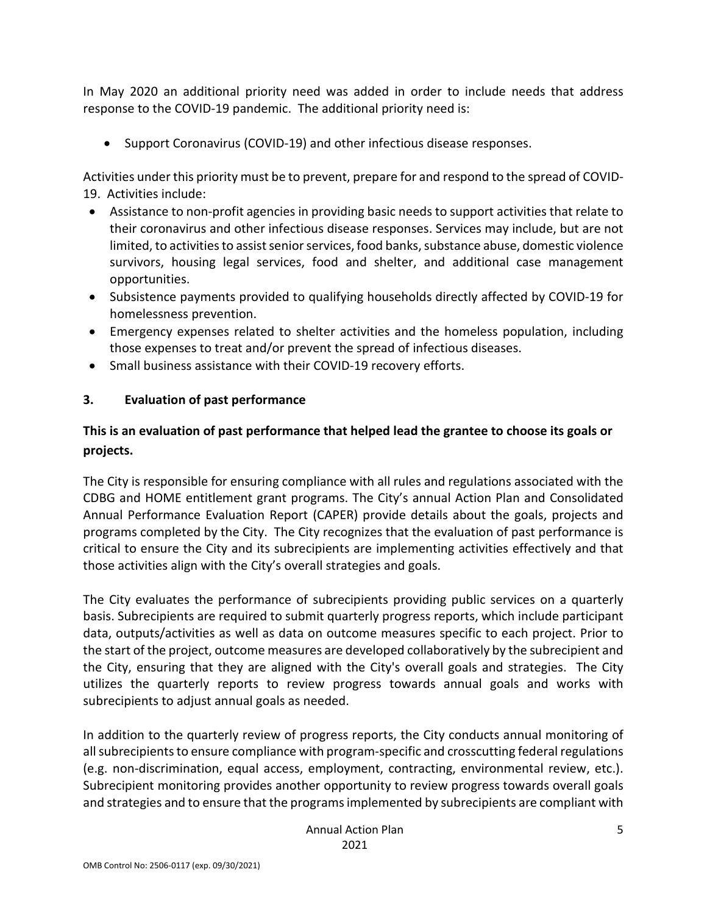In May 2020 an additional priority need was added in order to include needs that address response to the COVID-19 pandemic. The additional priority need is:

- Support Coronavirus (COVID-19) and other infectious disease responses.

Activities under this priority must be to prevent, prepare for and respond to the spread of COVID-19. Activities include:

- Assistance to non-profit agencies in providing basic needs to support activities that relate to their coronavirus and other infectious disease responses. Services may include, but are not limited, to activities to assist senior services, food banks, substance abuse, domestic violence survivors, housing legal services, food and shelter, and additional case management opportunities.
- Subsistence payments provided to qualifying households directly affected by COVID-19 for homelessness prevention.
- Emergency expenses related to shelter activities and the homeless population, including those expenses to treat and/or prevent the spread of infectious diseases.
- Small business assistance with their COVID-19 recovery efforts.

### 3. Evaluation of past performance

**This is an evaluation of past performance that helped lead the grantee to choose its goals or projects.**

The City is responsible for ensuring compliance with all rules and regulations associated with the CDBG and HOME entitlement grant programs. The City's annual Action Plan and Consolidated Annual Performance Evaluation Report (CAPER) provide details about the goals, projects and programs completed by the City. The City recognizes that the evaluation of past performance is critical to ensure the City and its subrecipients are implementing activities effectively and that those activities align with the City's overall strategies and goals.

The City evaluates the performance of subrecipients providing public services on a quarterly basis. Subrecipients are required to submit quarterly progress reports, which include participant data, outputs/activities as well as data on outcome measures specific to each project. Prior to the start of the project, outcome measures are developed collaboratively by the subrecipient and the City, ensuring that they are aligned with the City's overall goals and strategies. The City utilizes the quarterly reports to review progress towards annual goals and works with subrecipients to adjust annual goals as needed.

In addition to the quarterly review of progress reports, the City conducts annual monitoring of all subrecipients to ensure compliance with program-specific and crosscutting federal regulations (e.g. non-discrimination, equal access, employment, contracting, environmental review, etc.). Subrecipient monitoring provides another opportunity to review progress towards overall goals and strategies and to ensure that the programs implemented by subrecipients are compliant with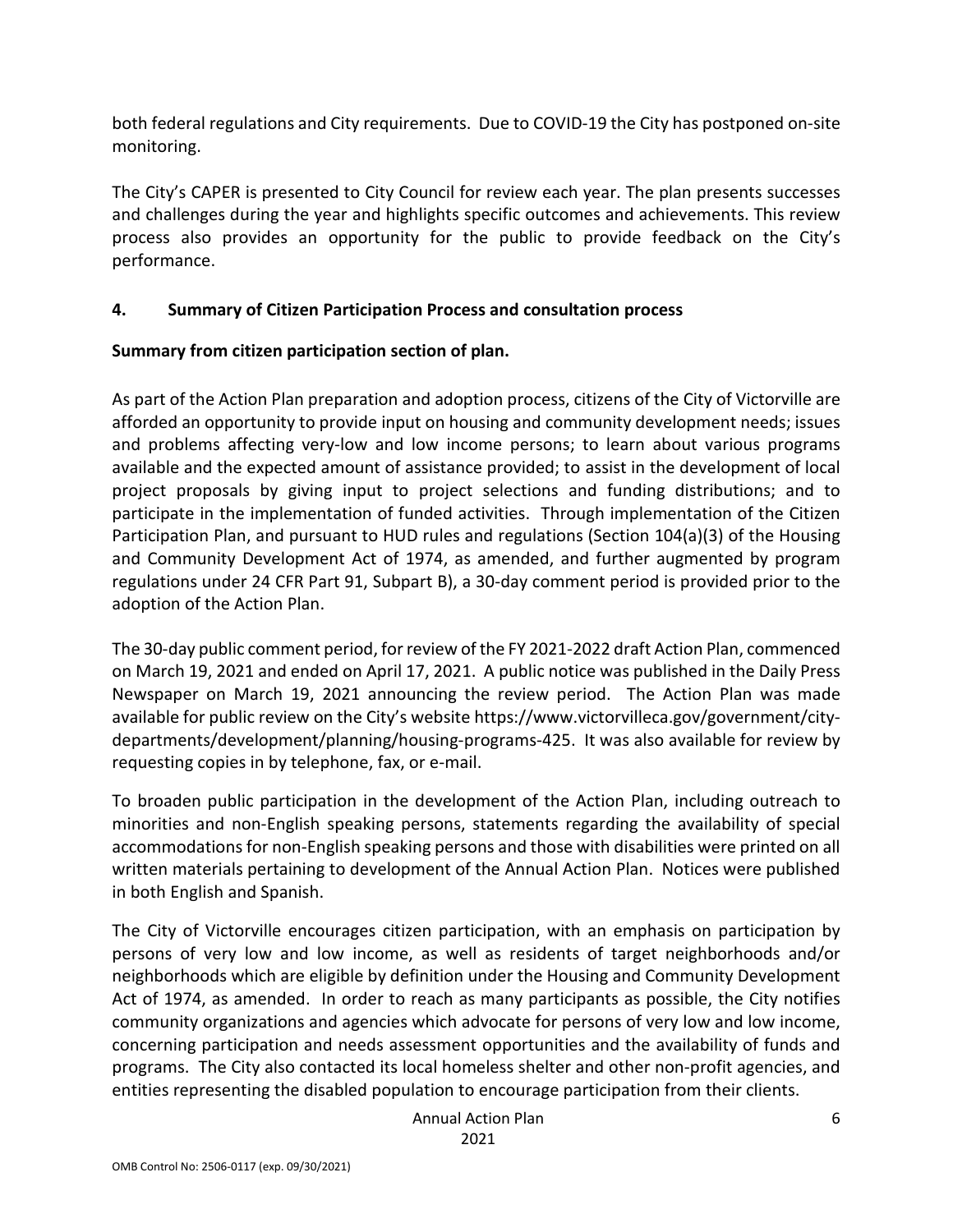both federal regulations and City requirements. Due to COVID-19 the City has postponed on-site monitoring.

The City's CAPER is presented to City Council for review each year. The plan presents successes and challenges during the year and highlights specific outcomes and achievements. This review process also provides an opportunity for the public to provide feedback on the City's performance.

## 4. Summary of Citizen Participation Process and consultation process

**Summary from citizen participation section of plan.**

As part of the Action Plan preparation and adoption process, citizens of the City of Victorville are afforded an opportunity to provide input on housing and community development needs; issues and problems affecting very-low and low income persons; to learn about various programs available and the expected amount of assistance provided; to assist in the development of local project proposals by giving input to project selections and funding distributions; and to participate in the implementation of funded activities. Through implementation of the Citizen Participation Plan, and pursuant to HUD rules and regulations (Section 104(a)(3) of the Housing and Community Development Act of 1974, as amended, and further augmented by program regulations under 24 CFR Part 91, Subpart B), a 30-day comment period is provided prior to the adoption of the Action Plan.

The 30-day public comment period, for review of the FY 2021-2022 draft Action Plan, commenced on March 19, 2021 and ended on April 17, 2021. A public notice was published in the Daily Press Newspaper on March 19, 2021 announcing the review period. The Action Plan was made available for public review on the City's website https://www.victorvilleca.gov/government/city-departments/development/planning/housing-programs-425. It was also available for review by requesting copies in by telephone, fax, or e-mail.

To broaden public participation in the development of the Action Plan, including outreach to minorities and non-English speaking persons, statements regarding the availability of special accommodations for non-English speaking persons and those with disabilities were printed on all written materials pertaining to development of the Annual Action Plan. Notices were published in both English and Spanish.

The City of Victorville encourages citizen participation, with an emphasis on participation by persons of very low and low income, as well as residents of target neighborhoods and/or neighborhoods which are eligible by definition under the Housing and Community Development Act of 1974, as amended. In order to reach as many participants as possible, the City notifies community organizations and agencies which advocate for persons of very low and low income, concerning participation and needs assessment opportunities and the availability of funds and programs. The City also contacted its local homeless shelter and other non-profit agencies, and entities representing the disabled population to encourage participation from their clients.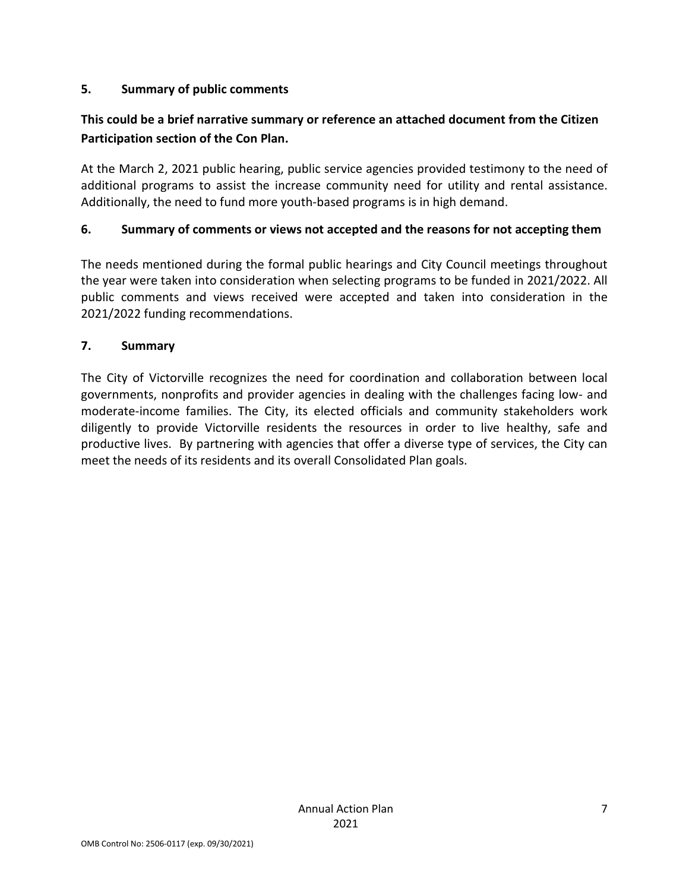## 5. Summary of public comments

**This could be a brief narrative summary or reference an attached document from the Citizen Participation section of the Con Plan.**

At the March 2, 2021 public hearing, public service agencies provided testimony to the need of additional programs to assist the increase community need for utility and rental assistance. Additionally, the need to fund more youth-based programs is in high demand.

## 6. Summary of comments or views not accepted and the reasons for not accepting them

The needs mentioned during the formal public hearings and City Council meetings throughout the year were taken into consideration when selecting programs to be funded in 2021/2022. All public comments and views received were accepted and taken into consideration in the 2021/2022 funding recommendations.

## 7. Summary

The City of Victorville recognizes the need for coordination and collaboration between local governments, nonprofits and provider agencies in dealing with the challenges facing low- and moderate-income families. The City, its elected officials and community stakeholders work diligently to provide Victorville residents the resources in order to live healthy, safe and productive lives. By partnering with agencies that offer a diverse type of services, the City can meet the needs of its residents and its overall Consolidated Plan goals.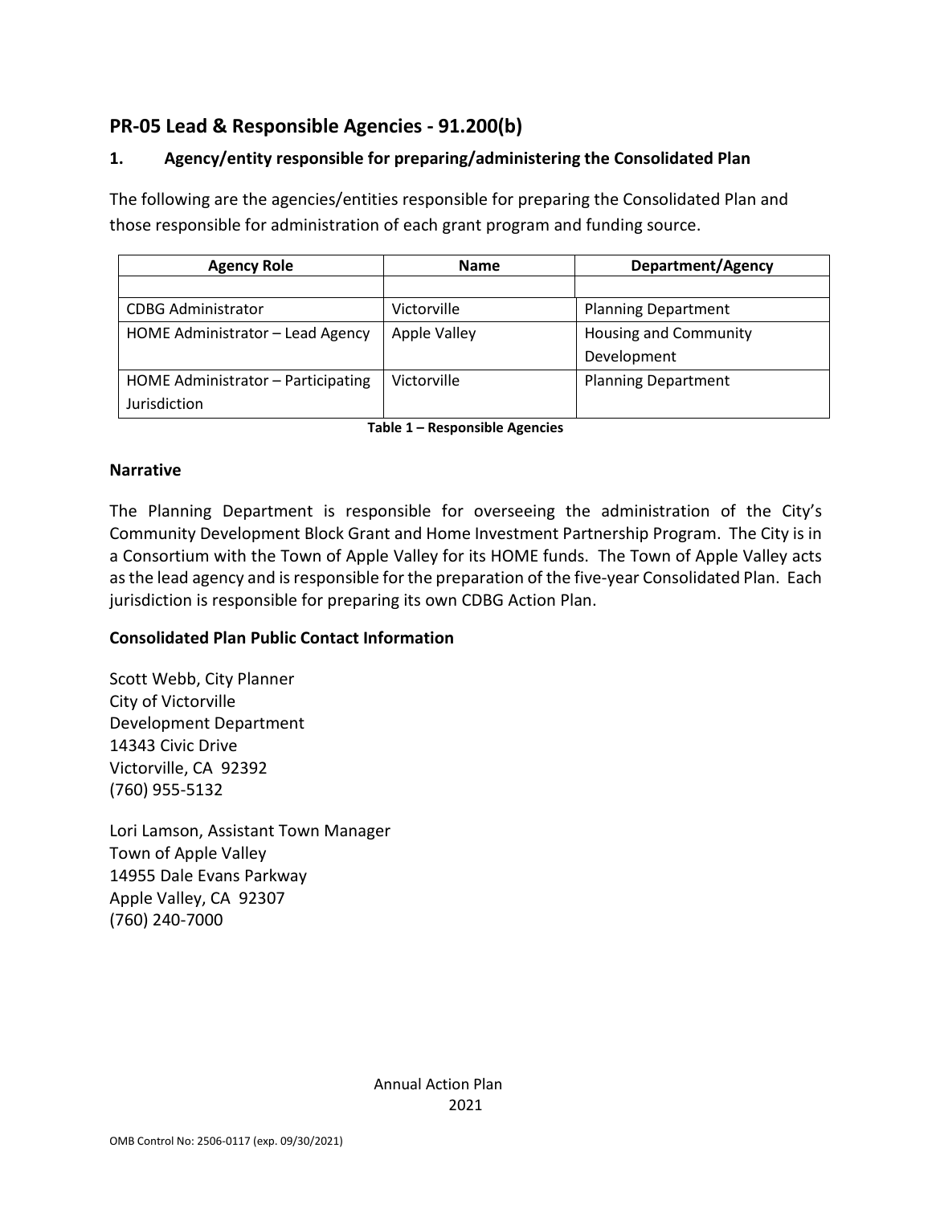## PR-05 Lead & Responsible Agencies - 91.200(b)

### 1. Agency/entity responsible for preparing/administering the Consolidated Plan

The following are the agencies/entities responsible for preparing the Consolidated Plan and those responsible for administration of each grant program and funding source.

| Agency Role | Name | Department/Agency |
|---|---|---|
| | | |
| CDBG Administrator | Victorville | Planning Department |
| HOME Administrator – Lead Agency | Apple Valley | Housing and Community Development |
| HOME Administrator – Participating Jurisdiction | Victorville | Planning Department |

**Table 1 – Responsible Agencies**

### Narrative

The Planning Department is responsible for overseeing the administration of the City's Community Development Block Grant and Home Investment Partnership Program. The City is in a Consortium with the Town of Apple Valley for its HOME funds. The Town of Apple Valley acts as the lead agency and is responsible for the preparation of the five-year Consolidated Plan. Each jurisdiction is responsible for preparing its own CDBG Action Plan.

### Consolidated Plan Public Contact Information

Scott Webb, City Planner
City of Victorville
Development Department
14343 Civic Drive
Victorville, CA 92392
(760) 955-5132

Lori Lamson, Assistant Town Manager
Town of Apple Valley
14955 Dale Evans Parkway
Apple Valley, CA 92307
(760) 240-7000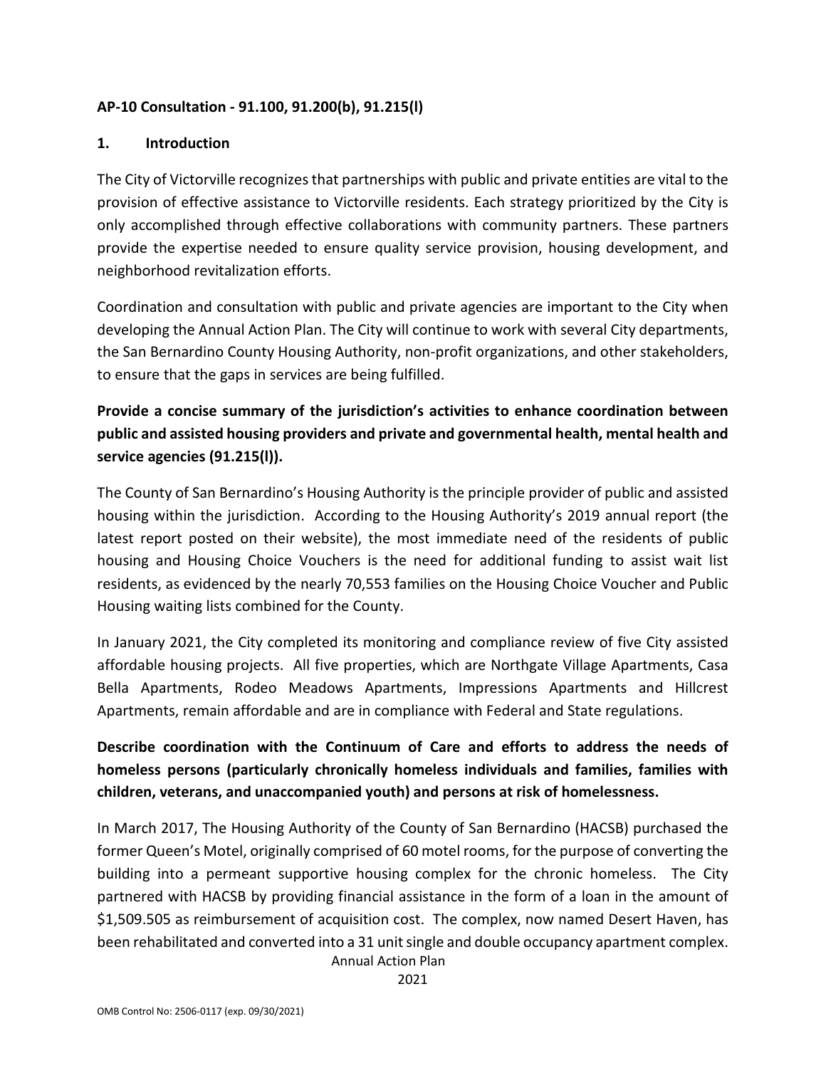**AP-10 Consultation - 91.100, 91.200(b), 91.215(l)**

**1. Introduction**

The City of Victorville recognizes that partnerships with public and private entities are vital to the provision of effective assistance to Victorville residents. Each strategy prioritized by the City is only accomplished through effective collaborations with community partners. These partners provide the expertise needed to ensure quality service provision, housing development, and neighborhood revitalization efforts.

Coordination and consultation with public and private agencies are important to the City when developing the Annual Action Plan. The City will continue to work with several City departments, the San Bernardino County Housing Authority, non-profit organizations, and other stakeholders, to ensure that the gaps in services are being fulfilled.

**Provide a concise summary of the jurisdiction's activities to enhance coordination between public and assisted housing providers and private and governmental health, mental health and service agencies (91.215(l)).**

The County of San Bernardino's Housing Authority is the principle provider of public and assisted housing within the jurisdiction. According to the Housing Authority's 2019 annual report (the latest report posted on their website), the most immediate need of the residents of public housing and Housing Choice Vouchers is the need for additional funding to assist wait list residents, as evidenced by the nearly 70,553 families on the Housing Choice Voucher and Public Housing waiting lists combined for the County.

In January 2021, the City completed its monitoring and compliance review of five City assisted affordable housing projects. All five properties, which are Northgate Village Apartments, Casa Bella Apartments, Rodeo Meadows Apartments, Impressions Apartments and Hillcrest Apartments, remain affordable and are in compliance with Federal and State regulations.

**Describe coordination with the Continuum of Care and efforts to address the needs of homeless persons (particularly chronically homeless individuals and families, families with children, veterans, and unaccompanied youth) and persons at risk of homelessness.**

In March 2017, The Housing Authority of the County of San Bernardino (HACSB) purchased the former Queen's Motel, originally comprised of 60 motel rooms, for the purpose of converting the building into a permeant supportive housing complex for the chronic homeless. The City partnered with HACSB by providing financial assistance in the form of a loan in the amount of $1,509.505 as reimbursement of acquisition cost. The complex, now named Desert Haven, has been rehabilitated and converted into a 31 unit single and double occupancy apartment complex.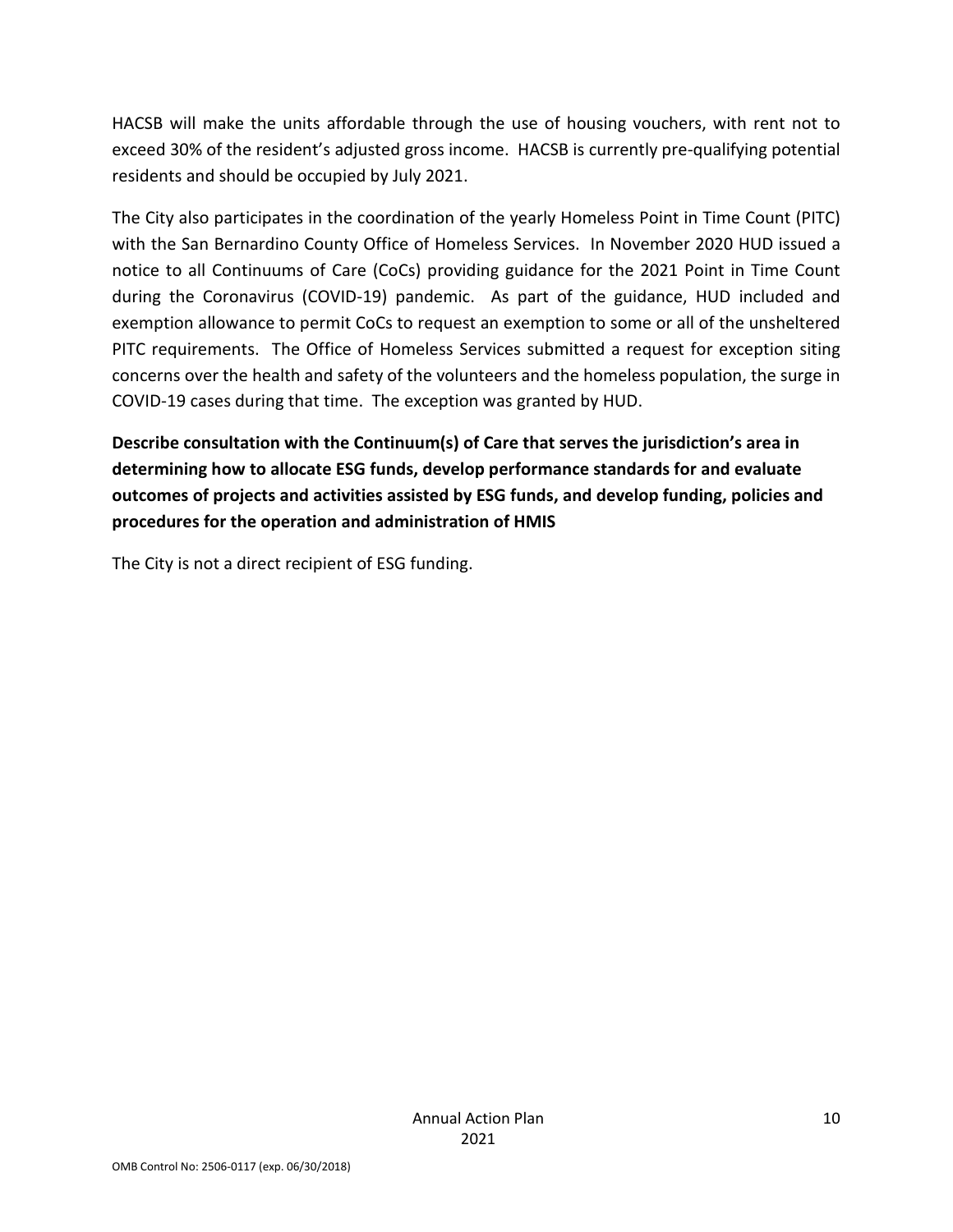HACSB will make the units affordable through the use of housing vouchers, with rent not to exceed 30% of the resident's adjusted gross income. HACSB is currently pre-qualifying potential residents and should be occupied by July 2021.

The City also participates in the coordination of the yearly Homeless Point in Time Count (PITC) with the San Bernardino County Office of Homeless Services. In November 2020 HUD issued a notice to all Continuums of Care (CoCs) providing guidance for the 2021 Point in Time Count during the Coronavirus (COVID-19) pandemic. As part of the guidance, HUD included and exemption allowance to permit CoCs to request an exemption to some or all of the unsheltered PITC requirements. The Office of Homeless Services submitted a request for exception siting concerns over the health and safety of the volunteers and the homeless population, the surge in COVID-19 cases during that time. The exception was granted by HUD.

**Describe consultation with the Continuum(s) of Care that serves the jurisdiction's area in determining how to allocate ESG funds, develop performance standards for and evaluate outcomes of projects and activities assisted by ESG funds, and develop funding, policies and procedures for the operation and administration of HMIS**

The City is not a direct recipient of ESG funding.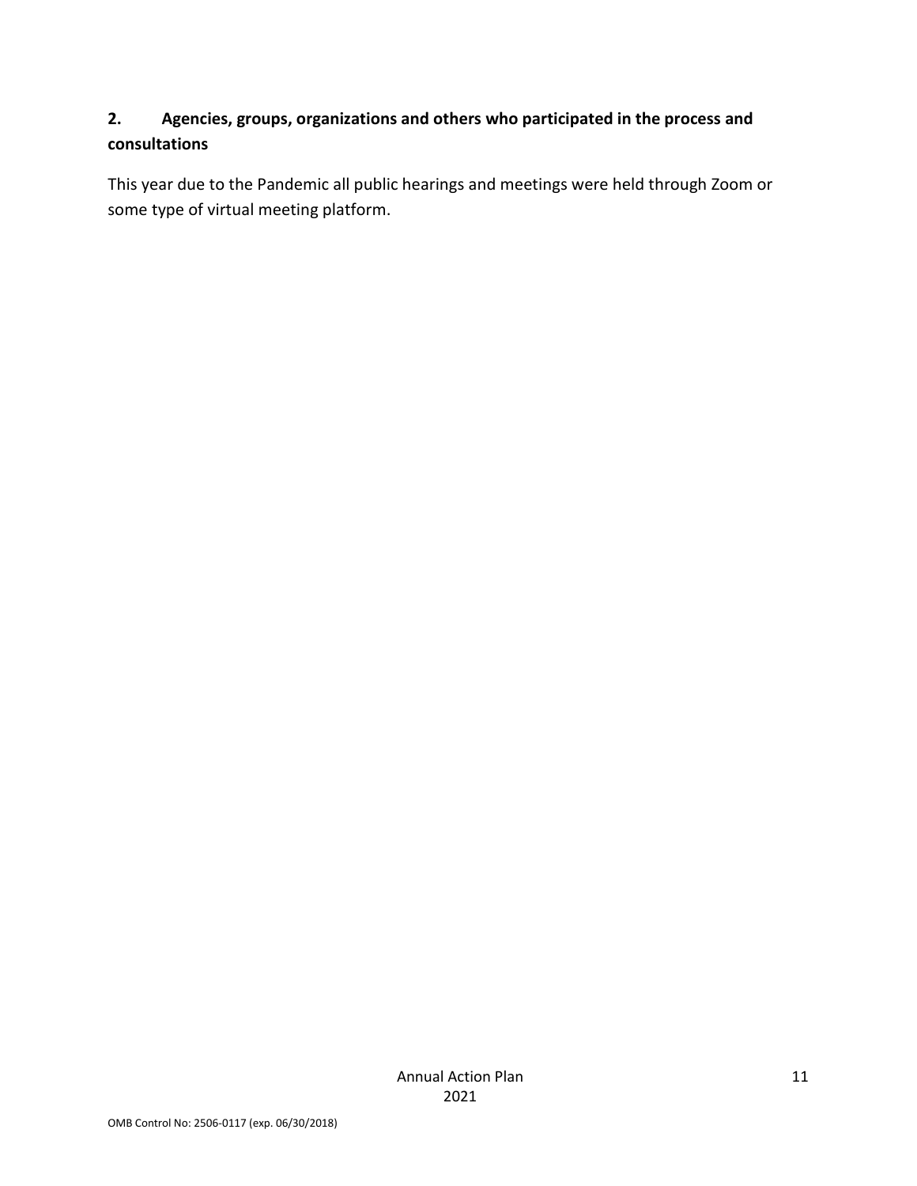**2. Agencies, groups, organizations and others who participated in the process and consultations**

This year due to the Pandemic all public hearings and meetings were held through Zoom or some type of virtual meeting platform.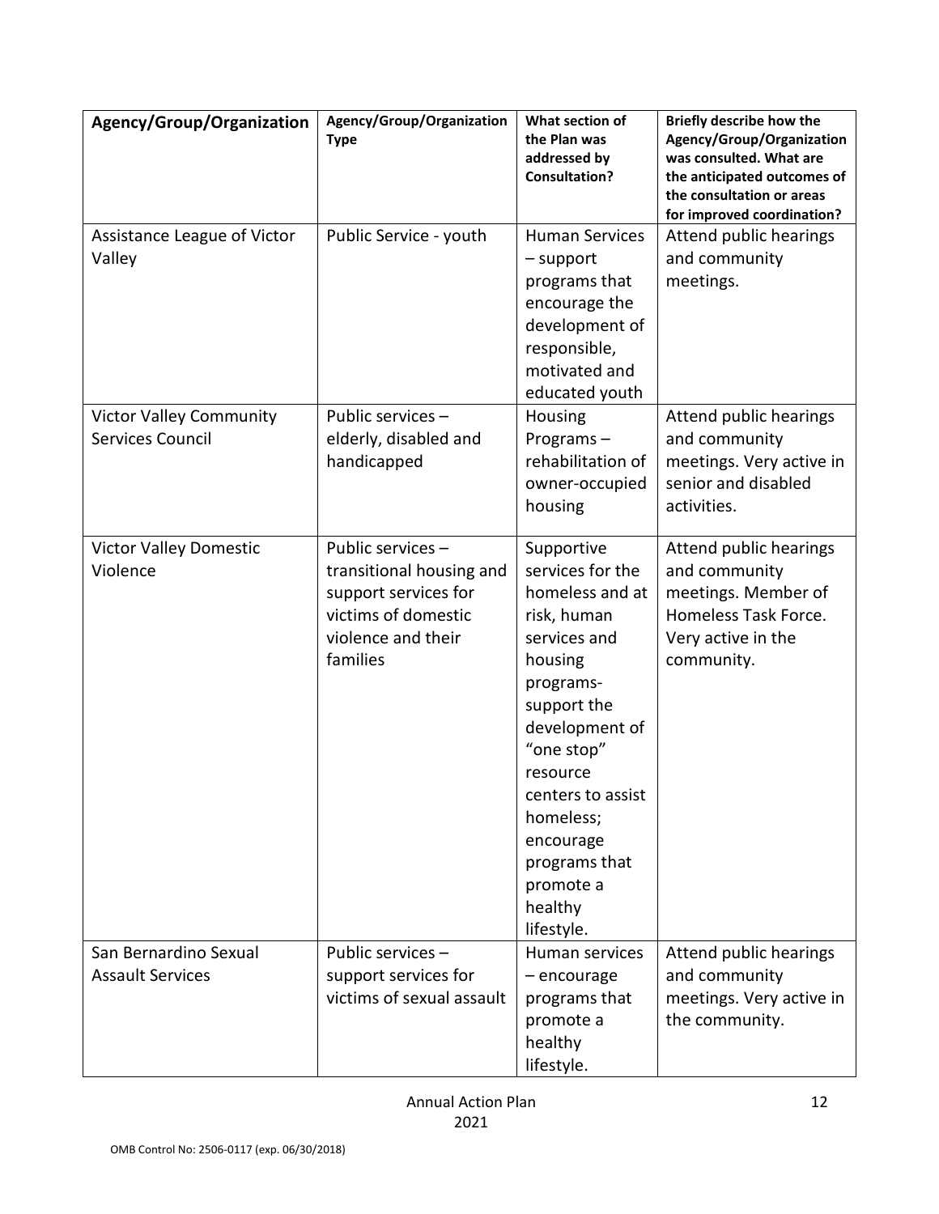| Agency/Group/Organization | Agency/Group/Organization Type | What section of the Plan was addressed by Consultation? | Briefly describe how the Agency/Group/Organization was consulted. What are the anticipated outcomes of the consultation or areas for improved coordination? |
|---|---|---|---|
| Assistance League of Victor Valley | Public Service - youth | Human Services – support programs that encourage the development of responsible, motivated and educated youth | Attend public hearings and community meetings. |
| Victor Valley Community Services Council | Public services – elderly, disabled and handicapped | Housing Programs – rehabilitation of owner-occupied housing | Attend public hearings and community meetings. Very active in senior and disabled activities. |
| Victor Valley Domestic Violence | Public services – transitional housing and support services for victims of domestic violence and their families | Supportive services for the homeless and at risk, human services and housing programs- support the development of "one stop" resource centers to assist homeless; encourage programs that promote a healthy lifestyle. | Attend public hearings and community meetings. Member of Homeless Task Force. Very active in the community. |
| San Bernardino Sexual Assault Services | Public services – support services for victims of sexual assault | Human services – encourage programs that promote a healthy lifestyle. | Attend public hearings and community meetings. Very active in the community. |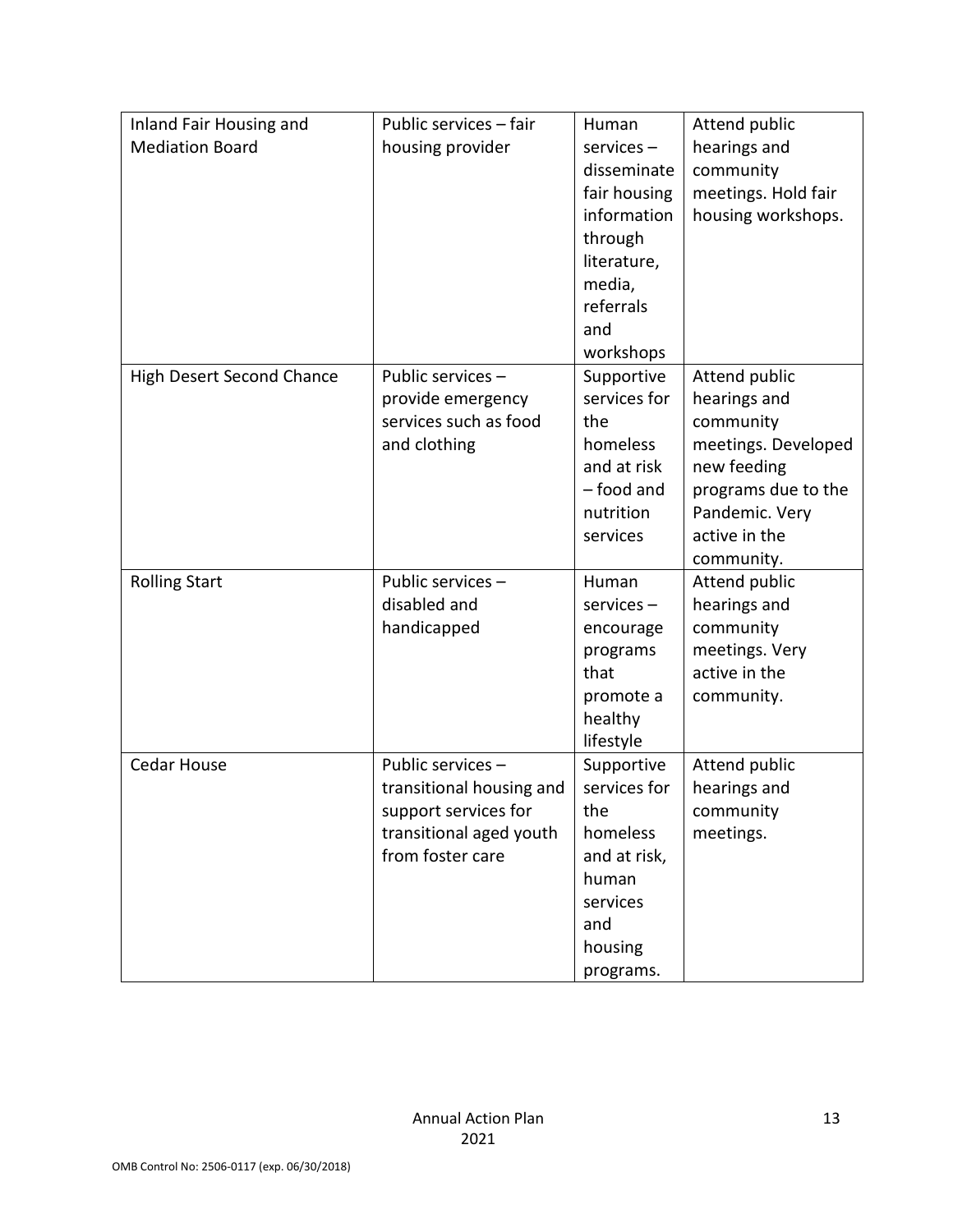| Inland Fair Housing and Mediation Board | Public services – fair housing provider | Human services – disseminate fair housing information through literature, media, referrals and workshops | Attend public hearings and community meetings. Hold fair housing workshops. |
|---|---|---|---|
| High Desert Second Chance | Public services – provide emergency services such as food and clothing | Supportive services for the homeless and at risk – food and nutrition services | Attend public hearings and community meetings. Developed new feeding programs due to the Pandemic. Very active in the community. |
| Rolling Start | Public services – disabled and handicapped | Human services – encourage programs that promote a healthy lifestyle | Attend public hearings and community meetings. Very active in the community. |
| Cedar House | Public services – transitional housing and support services for transitional aged youth from foster care | Supportive services for the homeless and at risk, human services and housing programs. | Attend public hearings and community meetings. |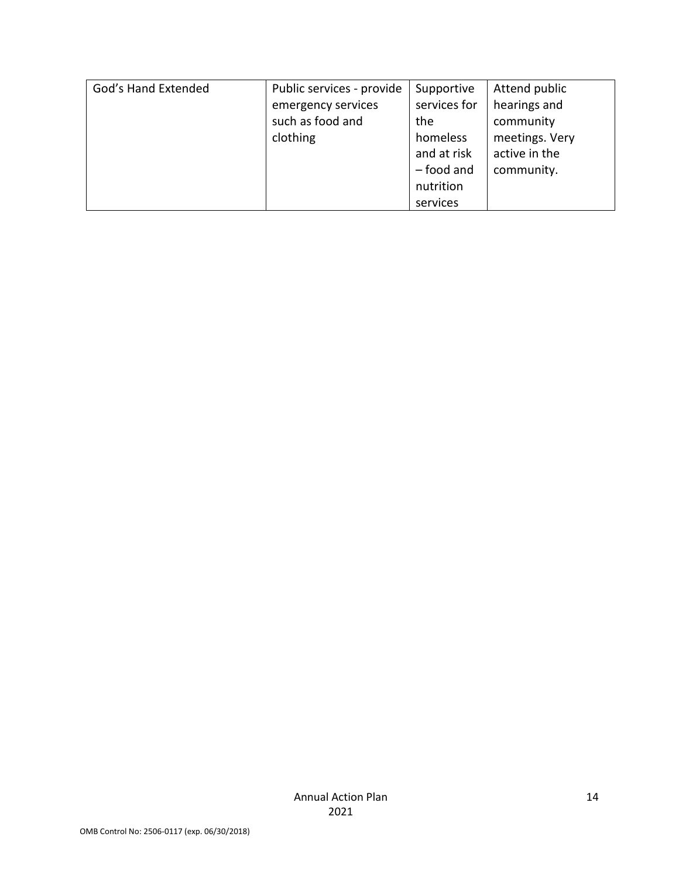| God's Hand Extended | Public services - provide emergency services such as food and clothing | Supportive services for the homeless and at risk – food and nutrition services | Attend public hearings and community meetings. Very active in the community. |
|---|---|---|---|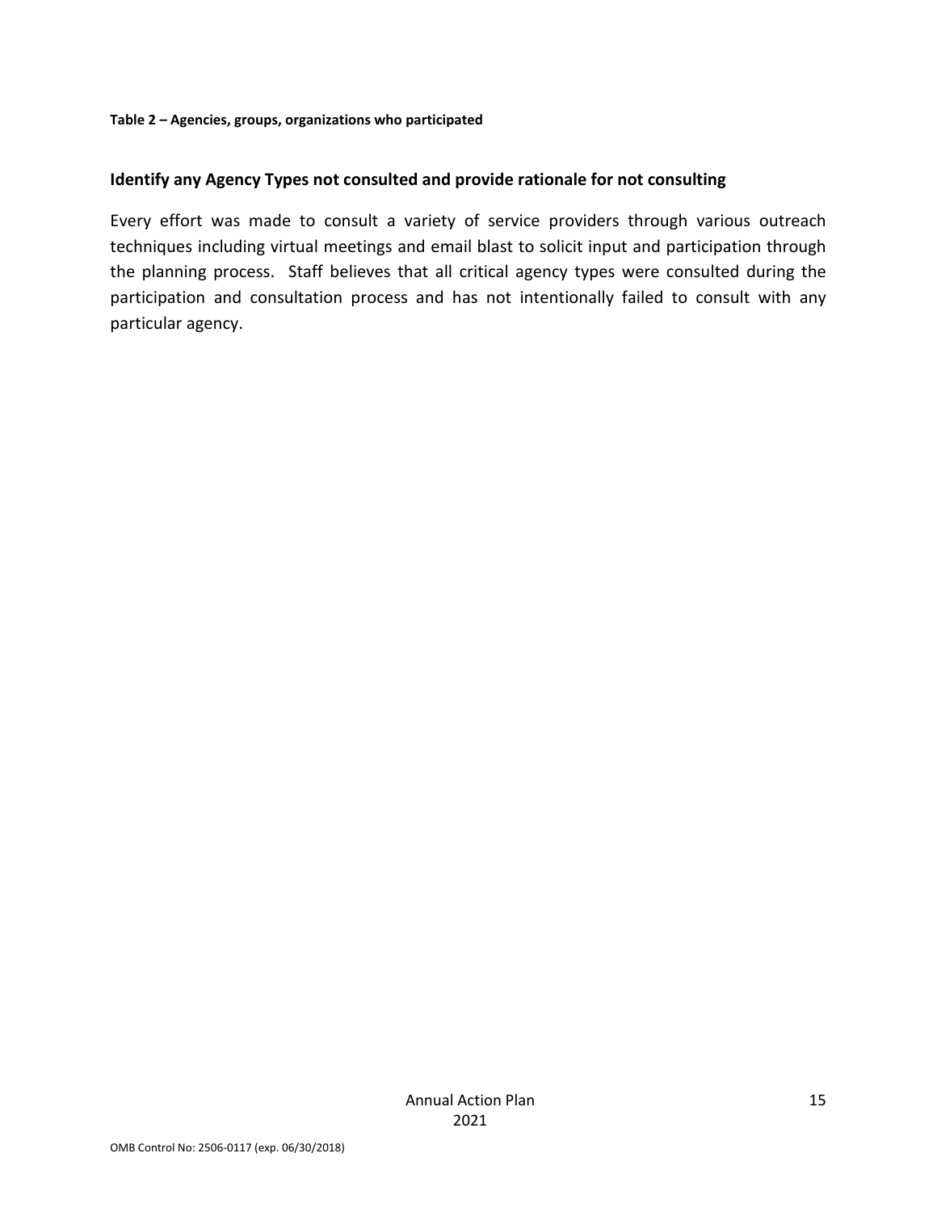**Table 2 – Agencies, groups, organizations who participated**

**Identify any Agency Types not consulted and provide rationale for not consulting**

Every effort was made to consult a variety of service providers through various outreach techniques including virtual meetings and email blast to solicit input and participation through the planning process. Staff believes that all critical agency types were consulted during the participation and consultation process and has not intentionally failed to consult with any particular agency.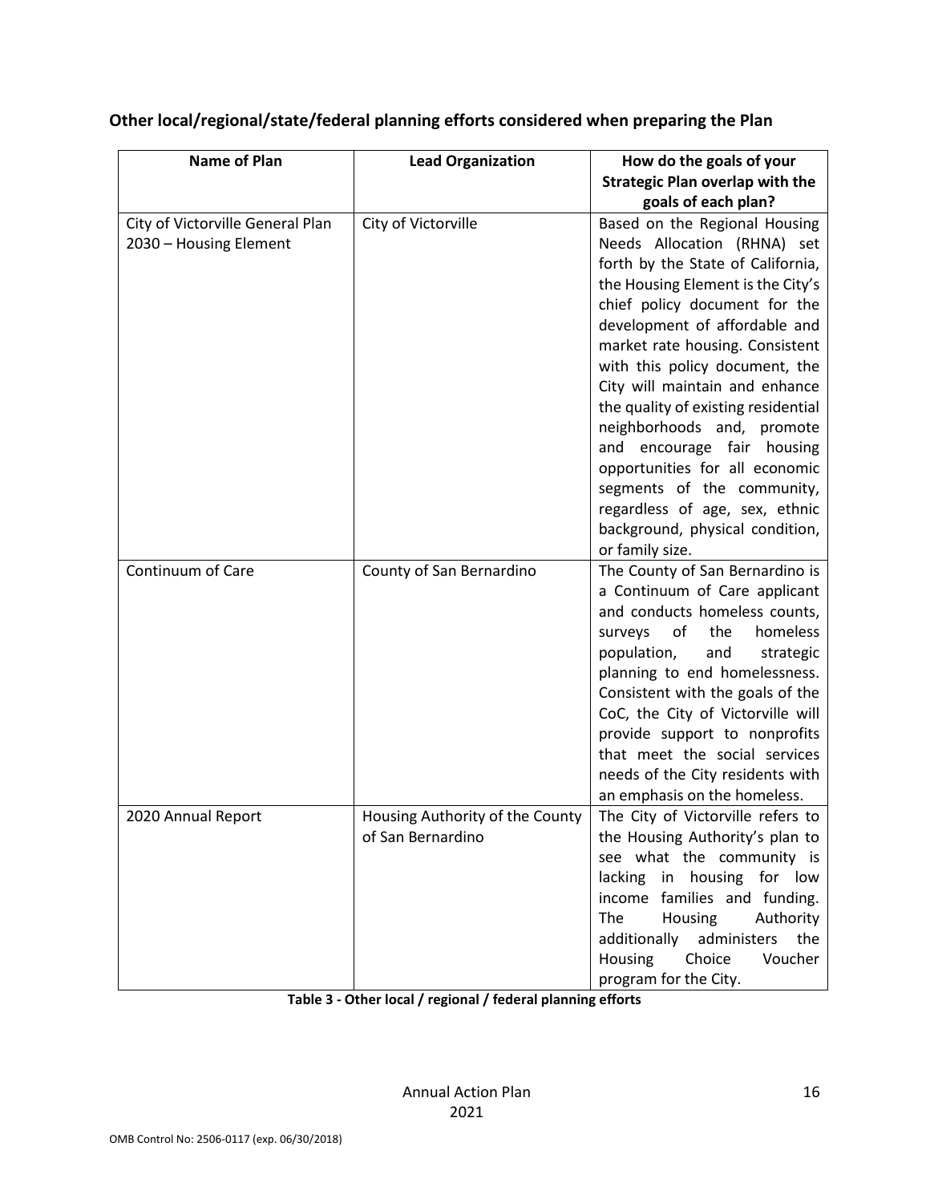**Other local/regional/state/federal planning efforts considered when preparing the Plan**

| Name of Plan | Lead Organization | How do the goals of your Strategic Plan overlap with the goals of each plan? |
|---|---|---|
| City of Victorville General Plan 2030 – Housing Element | City of Victorville | Based on the Regional Housing Needs Allocation (RHNA) set forth by the State of California, the Housing Element is the City's chief policy document for the development of affordable and market rate housing. Consistent with this policy document, the City will maintain and enhance the quality of existing residential neighborhoods and, promote and encourage fair housing opportunities for all economic segments of the community, regardless of age, sex, ethnic background, physical condition, or family size. |
| Continuum of Care | County of San Bernardino | The County of San Bernardino is a Continuum of Care applicant and conducts homeless counts, surveys of the homeless population, and strategic planning to end homelessness. Consistent with the goals of the CoC, the City of Victorville will provide support to nonprofits that meet the social services needs of the City residents with an emphasis on the homeless. |
| 2020 Annual Report | Housing Authority of the County of San Bernardino | The City of Victorville refers to the Housing Authority's plan to see what the community is lacking in housing for low income families and funding. The Housing Authority additionally administers the Housing Choice Voucher program for the City. |

**Table 3 - Other local / regional / federal planning efforts**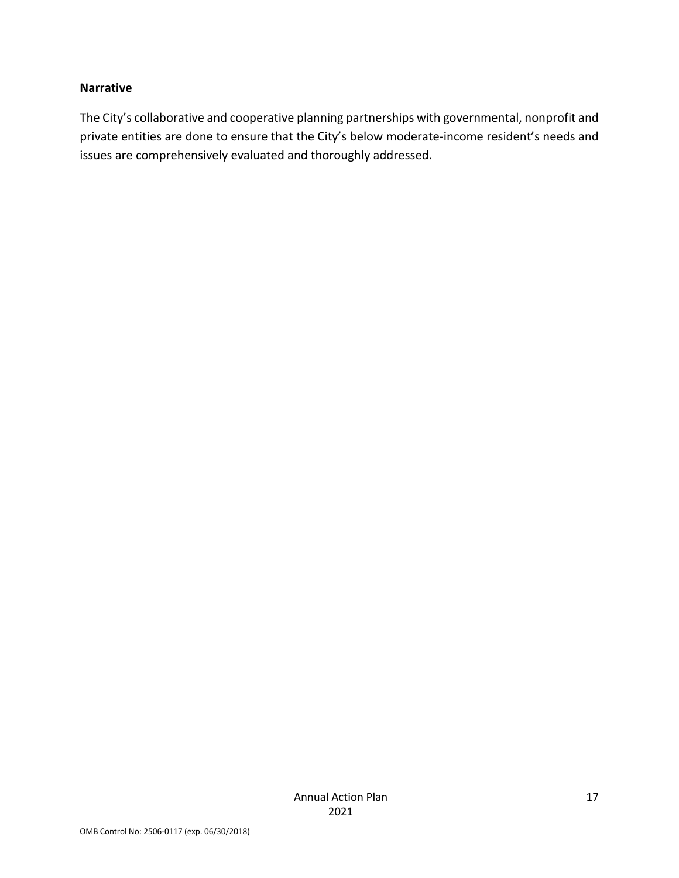**Narrative**

The City's collaborative and cooperative planning partnerships with governmental, nonprofit and private entities are done to ensure that the City's below moderate-income resident's needs and issues are comprehensively evaluated and thoroughly addressed.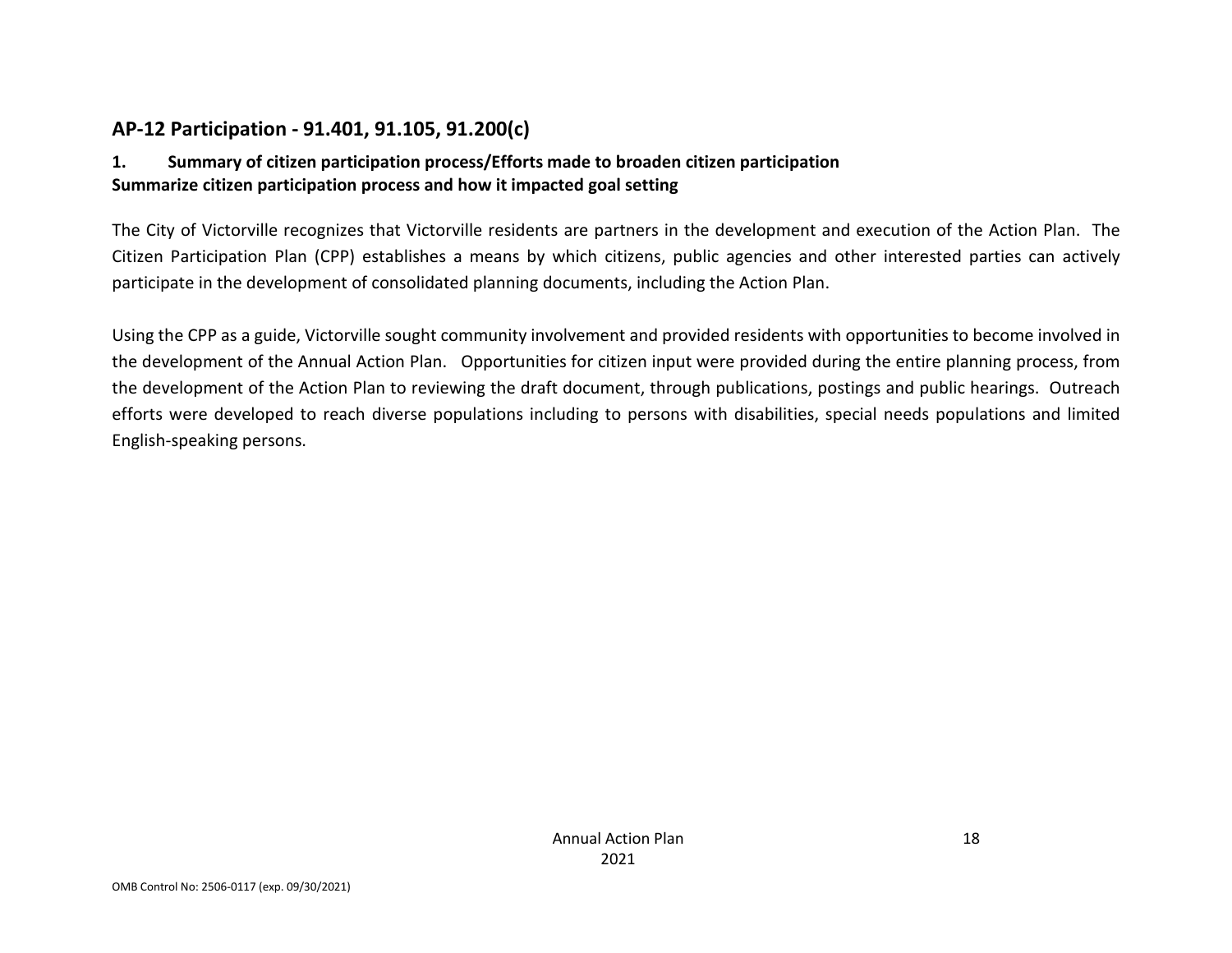## AP-12 Participation - 91.401, 91.105, 91.200(c)

**1. Summary of citizen participation process/Efforts made to broaden citizen participation**
**Summarize citizen participation process and how it impacted goal setting**

The City of Victorville recognizes that Victorville residents are partners in the development and execution of the Action Plan. The Citizen Participation Plan (CPP) establishes a means by which citizens, public agencies and other interested parties can actively participate in the development of consolidated planning documents, including the Action Plan.

Using the CPP as a guide, Victorville sought community involvement and provided residents with opportunities to become involved in the development of the Annual Action Plan. Opportunities for citizen input were provided during the entire planning process, from the development of the Action Plan to reviewing the draft document, through publications, postings and public hearings. Outreach efforts were developed to reach diverse populations including to persons with disabilities, special needs populations and limited English-speaking persons.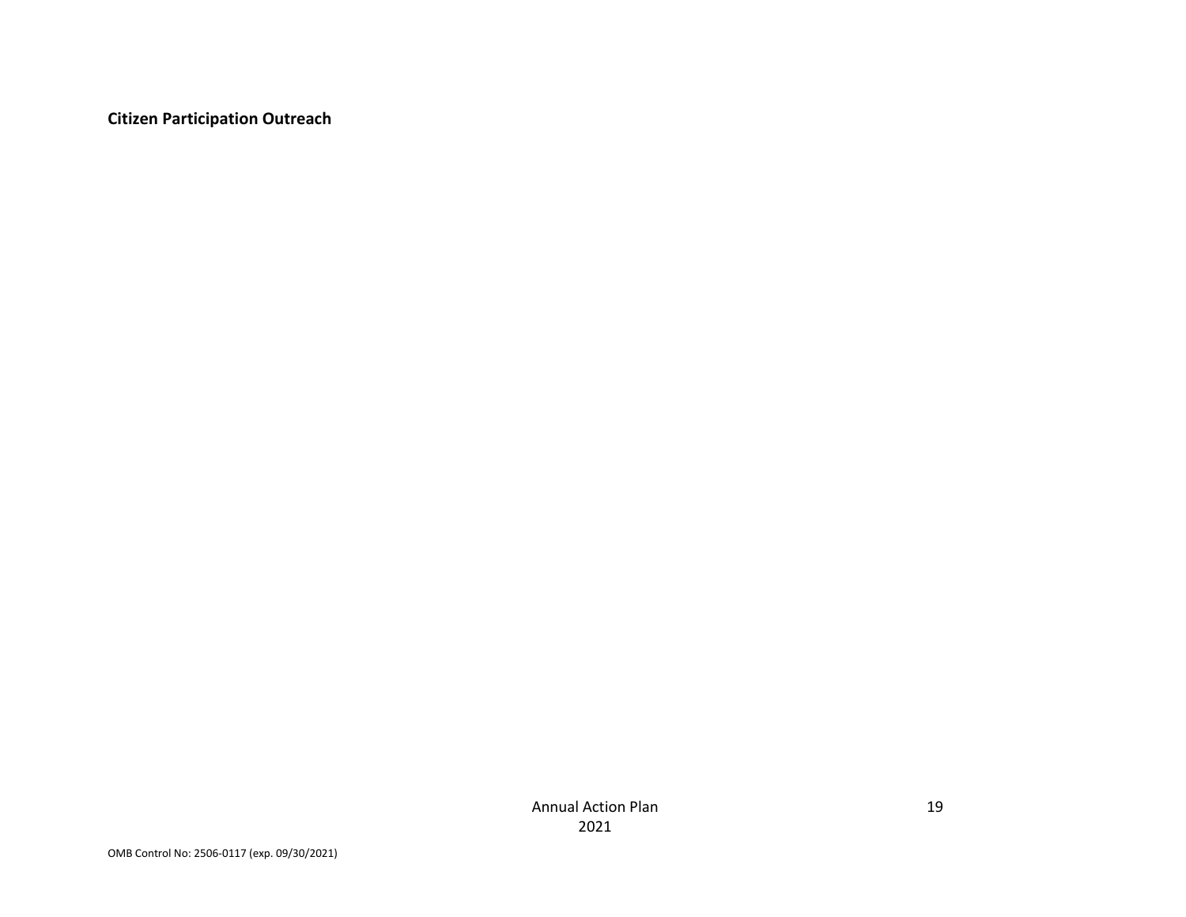**Citizen Participation Outreach**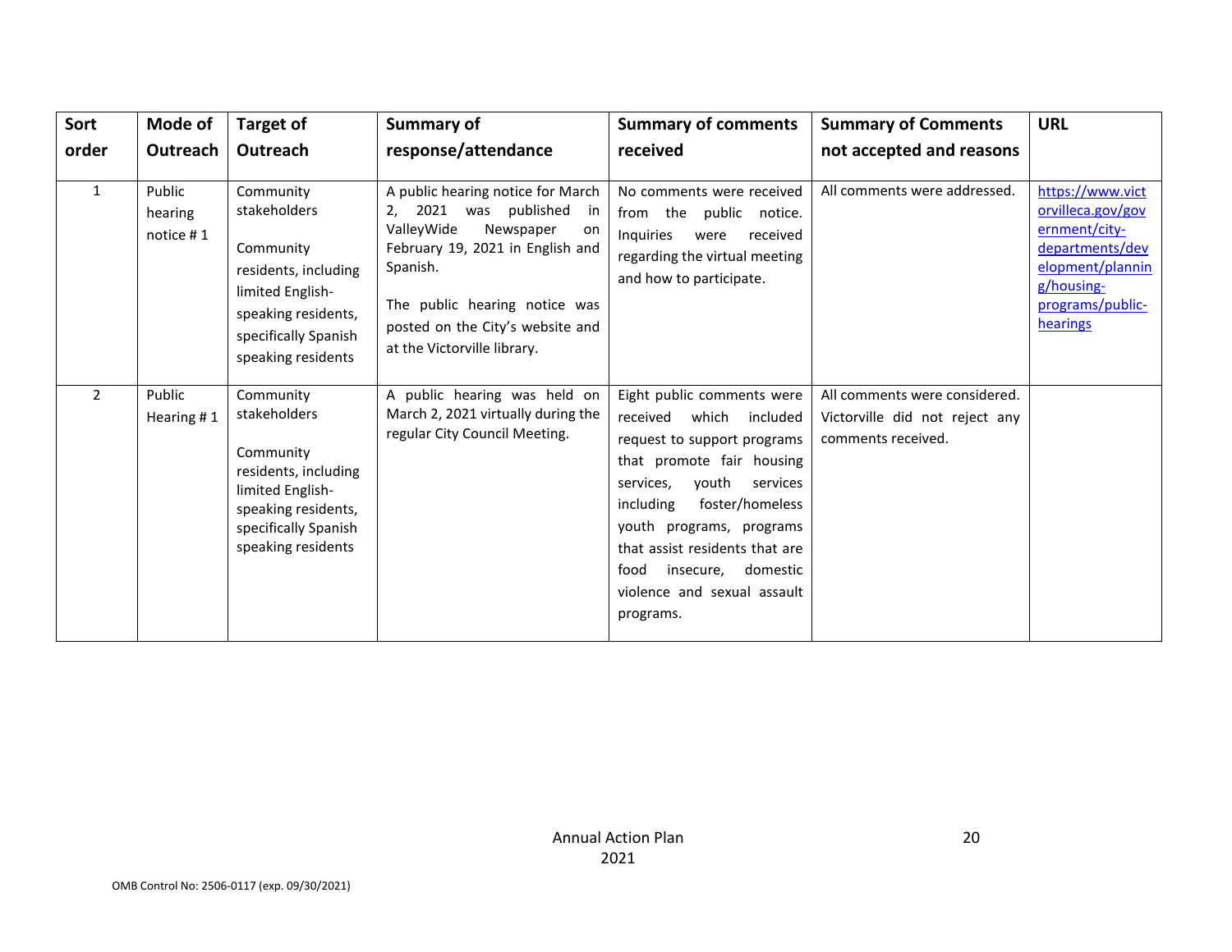| Sort order | Mode of Outreach | Target of Outreach | Summary of response/attendance | Summary of comments received | Summary of Comments not accepted and reasons | URL |
|---|---|---|---|---|---|---|
| 1 | Public hearing notice # 1 | Community stakeholders<br><br>Community residents, including limited English-speaking residents, specifically Spanish speaking residents | A public hearing notice for March 2, 2021 was published in ValleyWide Newspaper on February 19, 2021 in English and Spanish.<br><br>The public hearing notice was posted on the City's website and at the Victorville library. | No comments were received from the public notice. Inquiries were received regarding the virtual meeting and how to participate. | All comments were addressed. | https://www.victorvilleca.gov/government/city-departments/development/planning/housing-programs/public-hearings |
| 2 | Public Hearing # 1 | Community stakeholders<br><br>Community residents, including limited English-speaking residents, specifically Spanish speaking residents | A public hearing was held on March 2, 2021 virtually during the regular City Council Meeting. | Eight public comments were received which included request to support programs that promote fair housing services, youth services including foster/homeless youth programs, programs that assist residents that are food insecure, domestic violence and sexual assault programs. | All comments were considered. Victorville did not reject any comments received. | |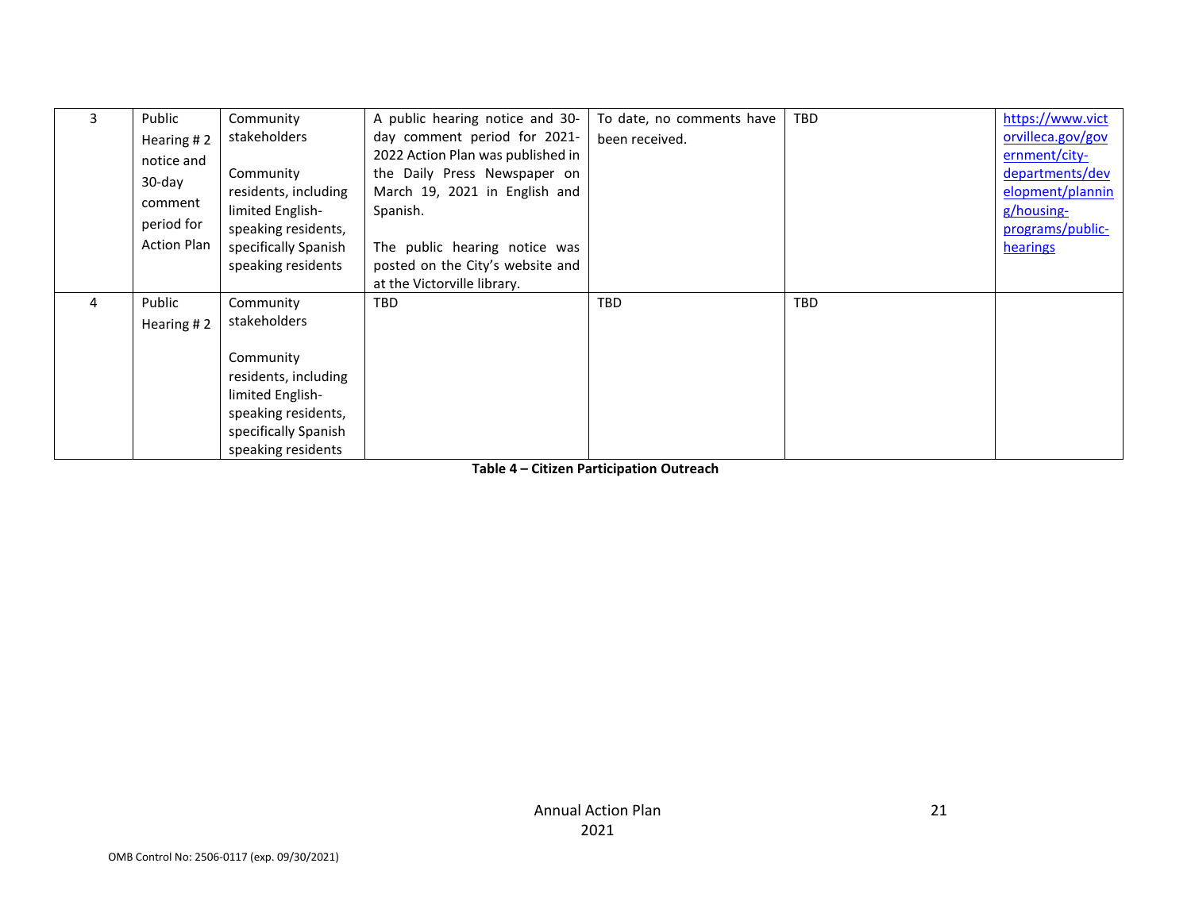| 3 | Public Hearing # 2 notice and 30-day comment period for Action Plan | Community stakeholders<br><br>Community residents, including limited English-speaking residents, specifically Spanish speaking residents | A public hearing notice and 30-day comment period for 2021-2022 Action Plan was published in the Daily Press Newspaper on March 19, 2021 in English and Spanish.<br><br>The public hearing notice was posted on the City's website and at the Victorville library. | To date, no comments have been received. | TBD | https://www.victorvilleca.gov/government/city-departments/development/planning/housing-programs/public-hearings |
|---|---|---|---|---|---|---|
| 4 | Public Hearing # 2 | Community stakeholders<br><br>Community residents, including limited English-speaking residents, specifically Spanish speaking residents | TBD | TBD | TBD | |

**Table 4 – Citizen Participation Outreach**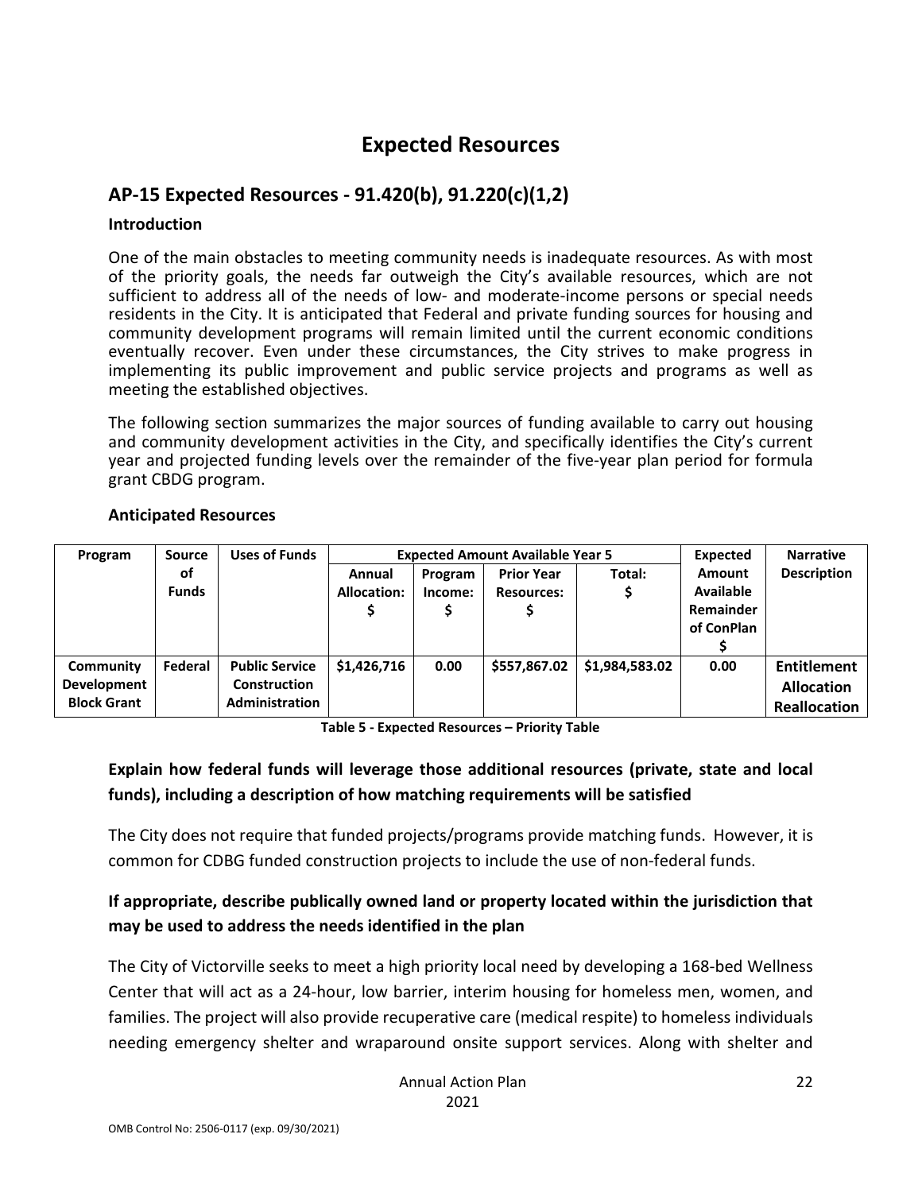# Expected Resources

## AP-15 Expected Resources - 91.420(b), 91.220(c)(1,2)

### Introduction

One of the main obstacles to meeting community needs is inadequate resources. As with most of the priority goals, the needs far outweigh the City's available resources, which are not sufficient to address all of the needs of low- and moderate-income persons or special needs residents in the City. It is anticipated that Federal and private funding sources for housing and community development programs will remain limited until the current economic conditions eventually recover. Even under these circumstances, the City strives to make progress in implementing its public improvement and public service projects and programs as well as meeting the established objectives.

The following section summarizes the major sources of funding available to carry out housing and community development activities in the City, and specifically identifies the City's current year and projected funding levels over the remainder of the five-year plan period for formula grant CBDG program.

### Anticipated Resources

| Program | Source of Funds | Uses of Funds | Expected Amount Available Year 5 | | | | Expected Amount Available Remainder of ConPlan $ | Narrative Description |
|---|---|---|---|---|---|---|---|---|
| | | | Annual Allocation: $ | Program Income: $ | Prior Year Resources: $ | Total: $ | | |
| Community Development Block Grant | Federal | Public Service<br>Construction<br>Administration | $1,426,716 | 0.00 | $557,867.02 | $1,984,583.02 | 0.00 | Entitlement Allocation Reallocation |

**Table 5 - Expected Resources – Priority Table**

### Explain how federal funds will leverage those additional resources (private, state and local funds), including a description of how matching requirements will be satisfied

The City does not require that funded projects/programs provide matching funds. However, it is common for CDBG funded construction projects to include the use of non-federal funds.

### If appropriate, describe publically owned land or property located within the jurisdiction that may be used to address the needs identified in the plan

The City of Victorville seeks to meet a high priority local need by developing a 168-bed Wellness Center that will act as a 24-hour, low barrier, interim housing for homeless men, women, and families. The project will also provide recuperative care (medical respite) to homeless individuals needing emergency shelter and wraparound onsite support services. Along with shelter and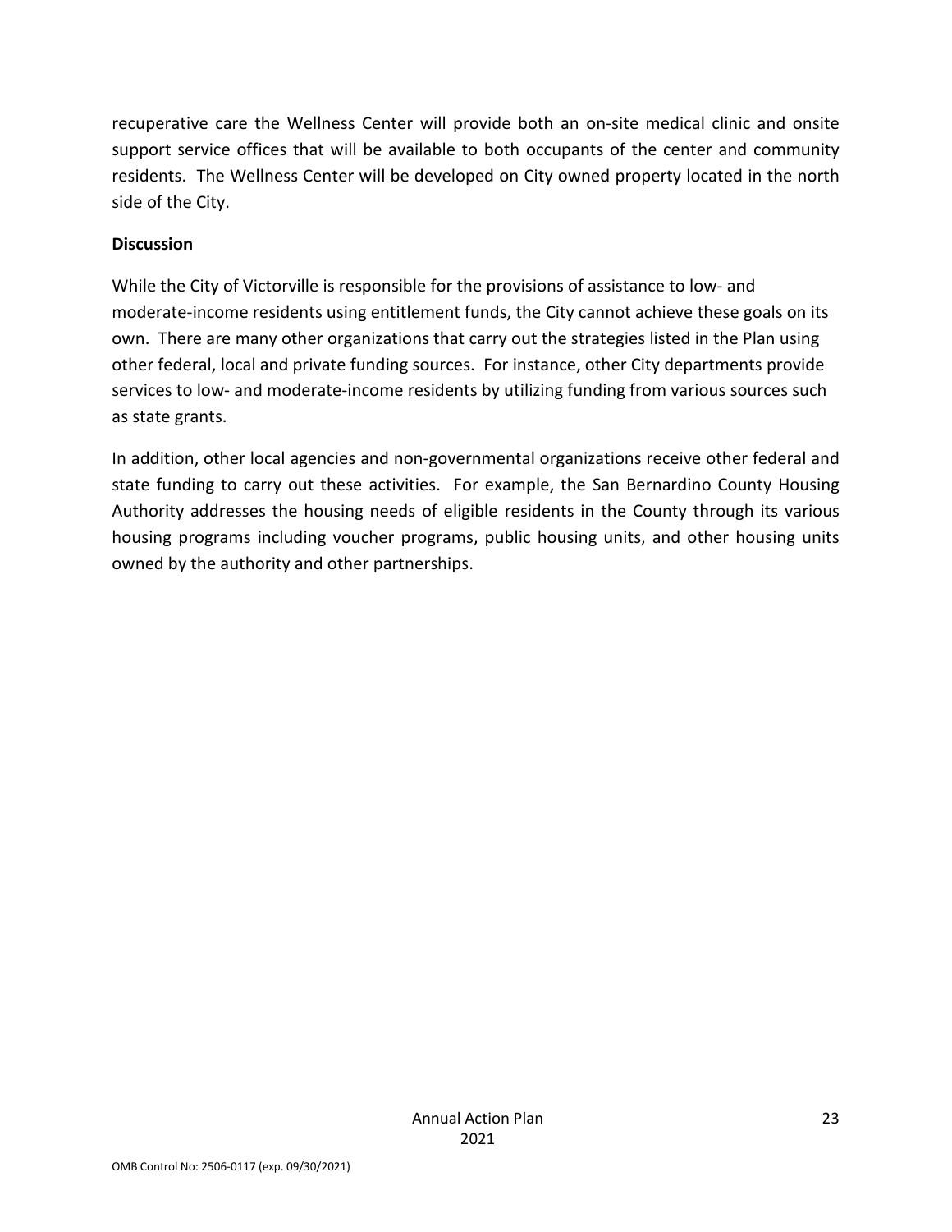recuperative care the Wellness Center will provide both an on-site medical clinic and onsite support service offices that will be available to both occupants of the center and community residents. The Wellness Center will be developed on City owned property located in the north side of the City.

**Discussion**

While the City of Victorville is responsible for the provisions of assistance to low- and moderate-income residents using entitlement funds, the City cannot achieve these goals on its own. There are many other organizations that carry out the strategies listed in the Plan using other federal, local and private funding sources. For instance, other City departments provide services to low- and moderate-income residents by utilizing funding from various sources such as state grants.

In addition, other local agencies and non-governmental organizations receive other federal and state funding to carry out these activities. For example, the San Bernardino County Housing Authority addresses the housing needs of eligible residents in the County through its various housing programs including voucher programs, public housing units, and other housing units owned by the authority and other partnerships.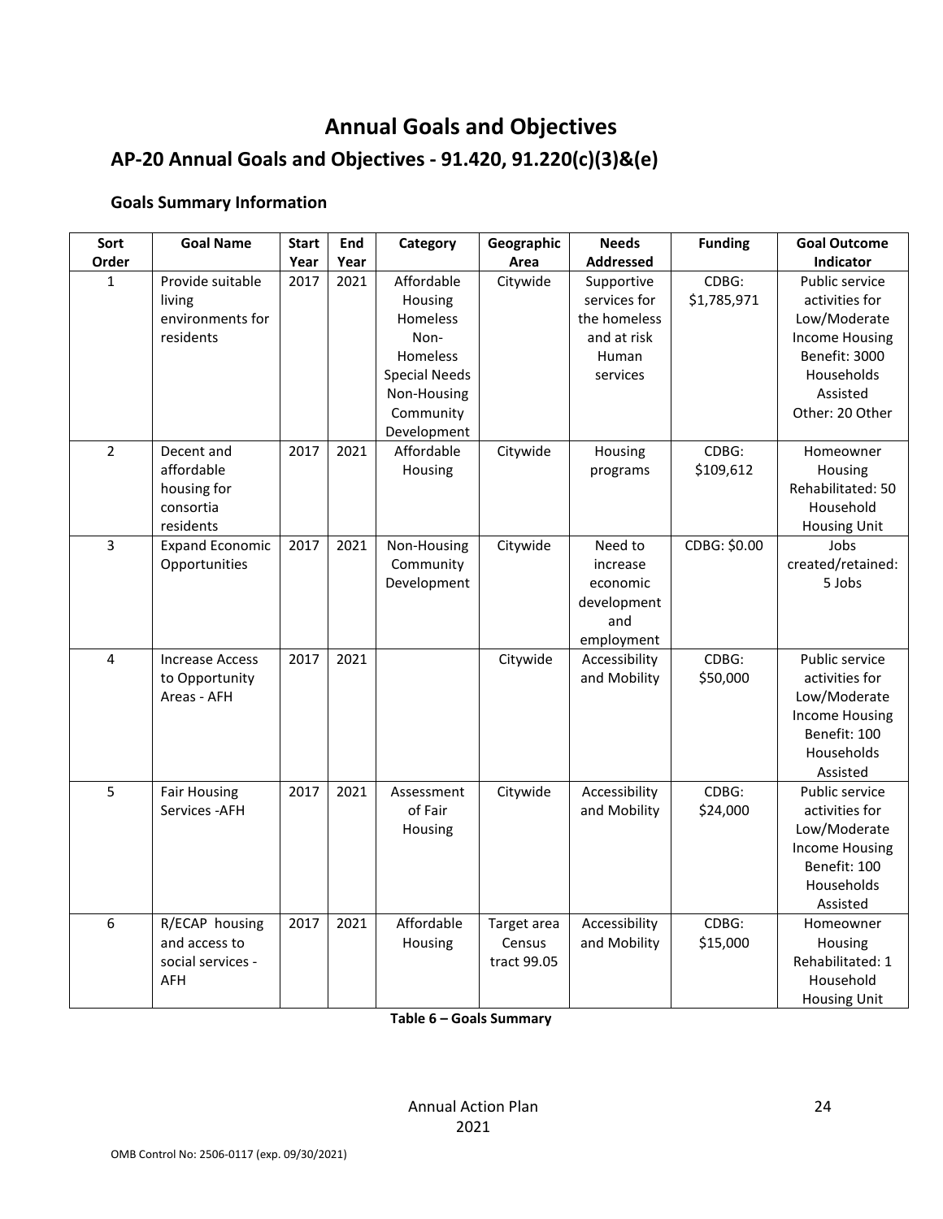# Annual Goals and Objectives

## AP-20 Annual Goals and Objectives - 91.420, 91.220(c)(3)&(e)

### Goals Summary Information

| Sort Order | Goal Name | Start Year | End Year | Category | Geographic Area | Needs Addressed | Funding | Goal Outcome Indicator |
|---|---|---|---|---|---|---|---|---|
| 1 | Provide suitable living environments for residents | 2017 | 2021 | Affordable Housing<br>Homeless<br>Non-Homeless Special Needs<br>Non-Housing Community Development | Citywide | Supportive services for the homeless and at risk<br>Human services | CDBG: $1,785,971 | Public service activities for Low/Moderate Income Housing Benefit: 3000 Households Assisted<br>Other: 20 Other |
| 2 | Decent and affordable housing for consortia residents | 2017 | 2021 | Affordable Housing | Citywide | Housing programs | CDBG: $109,612 | Homeowner Housing Rehabilitated: 50 Household Housing Unit |
| 3 | Expand Economic Opportunities | 2017 | 2021 | Non-Housing Community Development | Citywide | Need to increase economic development and employment | CDBG: $0.00 | Jobs created/retained: 5 Jobs |
| 4 | Increase Access to Opportunity Areas - AFH | 2017 | 2021 | | Citywide | Accessibility and Mobility | CDBG: $50,000 | Public service activities for Low/Moderate Income Housing Benefit: 100 Households Assisted |
| 5 | Fair Housing Services -AFH | 2017 | 2021 | Assessment of Fair Housing | Citywide | Accessibility and Mobility | CDBG: $24,000 | Public service activities for Low/Moderate Income Housing Benefit: 100 Households Assisted |
| 6 | R/ECAP housing and access to social services - AFH | 2017 | 2021 | Affordable Housing | Target area Census tract 99.05 | Accessibility and Mobility | CDBG: $15,000 | Homeowner Housing Rehabilitated: 1 Household Housing Unit |

**Table 6 – Goals Summary**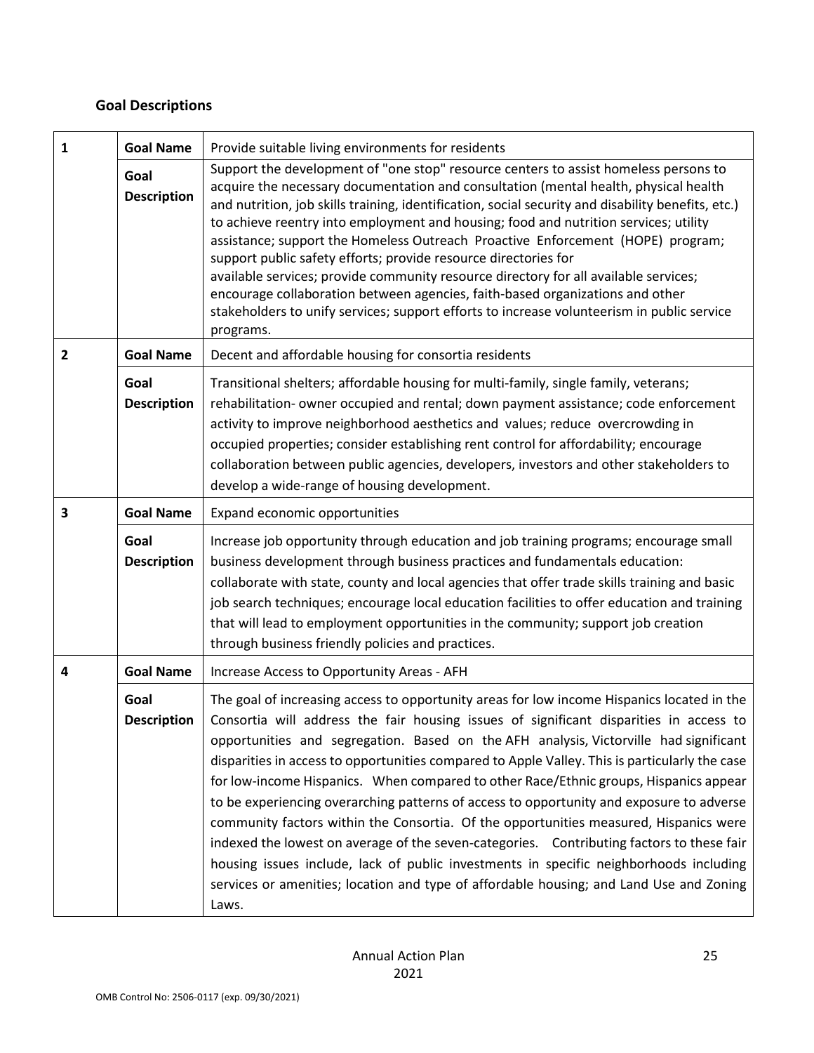## Goal Descriptions

| | | |
|---|---|---|
| 1 | **Goal Name** | Provide suitable living environments for residents |
| | **Goal Description** | Support the development of "one stop" resource centers to assist homeless persons to acquire the necessary documentation and consultation (mental health, physical health and nutrition, job skills training, identification, social security and disability benefits, etc.) to achieve reentry into employment and housing; food and nutrition services; utility assistance; support the Homeless Outreach Proactive Enforcement (HOPE) program; support public safety efforts; provide resource directories for available services; provide community resource directory for all available services; encourage collaboration between agencies, faith-based organizations and other stakeholders to unify services; support efforts to increase volunteerism in public service programs. |
| 2 | **Goal Name** | Decent and affordable housing for consortia residents |
| | **Goal Description** | Transitional shelters; affordable housing for multi-family, single family, veterans; rehabilitation- owner occupied and rental; down payment assistance; code enforcement activity to improve neighborhood aesthetics and values; reduce overcrowding in occupied properties; consider establishing rent control for affordability; encourage collaboration between public agencies, developers, investors and other stakeholders to develop a wide-range of housing development. |
| 3 | **Goal Name** | Expand economic opportunities |
| | **Goal Description** | Increase job opportunity through education and job training programs; encourage small business development through business practices and fundamentals education: collaborate with state, county and local agencies that offer trade skills training and basic job search techniques; encourage local education facilities to offer education and training that will lead to employment opportunities in the community; support job creation through business friendly policies and practices. |
| 4 | **Goal Name** | Increase Access to Opportunity Areas - AFH |
| | **Goal Description** | The goal of increasing access to opportunity areas for low income Hispanics located in the Consortia will address the fair housing issues of significant disparities in access to opportunities and segregation. Based on the AFH analysis, Victorville had significant disparities in access to opportunities compared to Apple Valley. This is particularly the case for low-income Hispanics. When compared to other Race/Ethnic groups, Hispanics appear to be experiencing overarching patterns of access to opportunity and exposure to adverse community factors within the Consortia. Of the opportunities measured, Hispanics were indexed the lowest on average of the seven-categories. Contributing factors to these fair housing issues include, lack of public investments in specific neighborhoods including services or amenities; location and type of affordable housing; and Land Use and Zoning Laws. |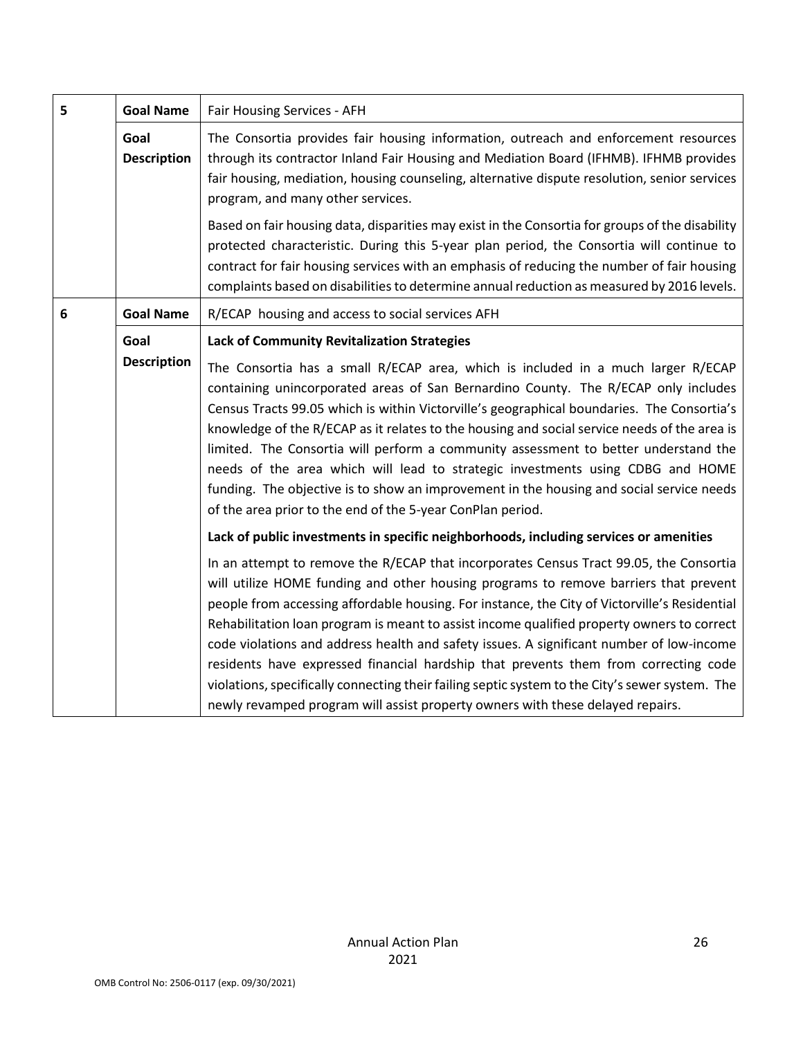| | | |
|---|---|---|
| 5 | **Goal Name** | Fair Housing Services - AFH |
| | **Goal Description** | The Consortia provides fair housing information, outreach and enforcement resources through its contractor Inland Fair Housing and Mediation Board (IFHMB). IFHMB provides fair housing, mediation, housing counseling, alternative dispute resolution, senior services program, and many other services.<br><br>Based on fair housing data, disparities may exist in the Consortia for groups of the disability protected characteristic. During this 5-year plan period, the Consortia will continue to contract for fair housing services with an emphasis of reducing the number of fair housing complaints based on disabilities to determine annual reduction as measured by 2016 levels. |
| 6 | **Goal Name** | R/ECAP housing and access to social services AFH |
| | **Goal Description** | **Lack of Community Revitalization Strategies**<br><br>The Consortia has a small R/ECAP area, which is included in a much larger R/ECAP containing unincorporated areas of San Bernardino County. The R/ECAP only includes Census Tracts 99.05 which is within Victorville's geographical boundaries. The Consortia's knowledge of the R/ECAP as it relates to the housing and social service needs of the area is limited. The Consortia will perform a community assessment to better understand the needs of the area which will lead to strategic investments using CDBG and HOME funding. The objective is to show an improvement in the housing and social service needs of the area prior to the end of the 5-year ConPlan period.<br><br>**Lack of public investments in specific neighborhoods, including services or amenities**<br><br>In an attempt to remove the R/ECAP that incorporates Census Tract 99.05, the Consortia will utilize HOME funding and other housing programs to remove barriers that prevent people from accessing affordable housing. For instance, the City of Victorville's Residential Rehabilitation loan program is meant to assist income qualified property owners to correct code violations and address health and safety issues. A significant number of low-income residents have expressed financial hardship that prevents them from correcting code violations, specifically connecting their failing septic system to the City's sewer system. The newly revamped program will assist property owners with these delayed repairs. |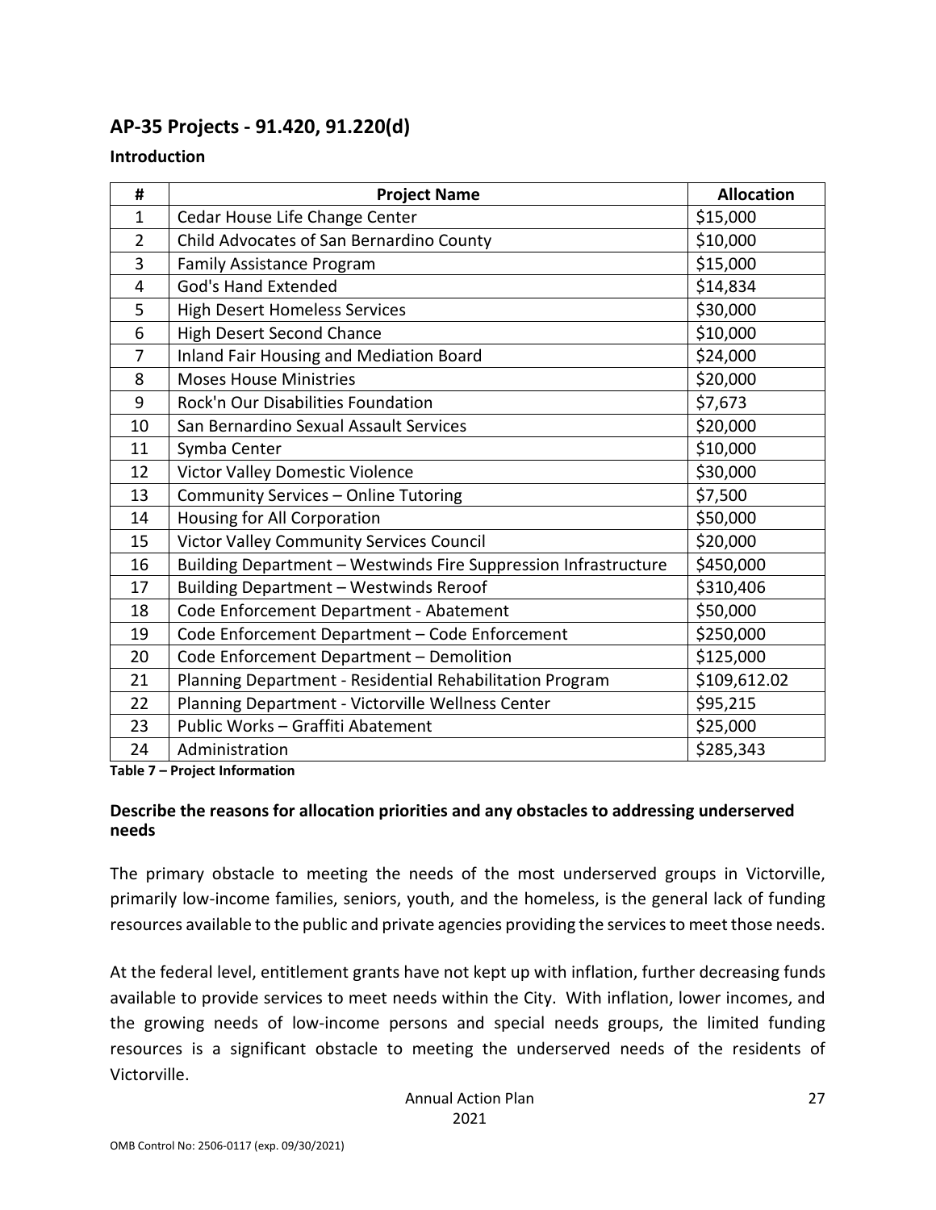## AP-35 Projects - 91.420, 91.220(d)

### Introduction

| # | Project Name | Allocation |
|---|---|---|
| 1 | Cedar House Life Change Center | \$15,000 |
| 2 | Child Advocates of San Bernardino County | \$10,000 |
| 3 | Family Assistance Program | \$15,000 |
| 4 | God's Hand Extended | \$14,834 |
| 5 | High Desert Homeless Services | \$30,000 |
| 6 | High Desert Second Chance | \$10,000 |
| 7 | Inland Fair Housing and Mediation Board | \$24,000 |
| 8 | Moses House Ministries | \$20,000 |
| 9 | Rock'n Our Disabilities Foundation | \$7,673 |
| 10 | San Bernardino Sexual Assault Services | \$20,000 |
| 11 | Symba Center | \$10,000 |
| 12 | Victor Valley Domestic Violence | \$30,000 |
| 13 | Community Services – Online Tutoring | \$7,500 |
| 14 | Housing for All Corporation | \$50,000 |
| 15 | Victor Valley Community Services Council | \$20,000 |
| 16 | Building Department – Westwinds Fire Suppression Infrastructure | \$450,000 |
| 17 | Building Department – Westwinds Reroof | \$310,406 |
| 18 | Code Enforcement Department - Abatement | \$50,000 |
| 19 | Code Enforcement Department – Code Enforcement | \$250,000 |
| 20 | Code Enforcement Department – Demolition | \$125,000 |
| 21 | Planning Department - Residential Rehabilitation Program | \$109,612.02 |
| 22 | Planning Department - Victorville Wellness Center | \$95,215 |
| 23 | Public Works – Graffiti Abatement | \$25,000 |
| 24 | Administration | \$285,343 |

**Table 7 – Project Information**

### Describe the reasons for allocation priorities and any obstacles to addressing underserved needs

The primary obstacle to meeting the needs of the most underserved groups in Victorville, primarily low-income families, seniors, youth, and the homeless, is the general lack of funding resources available to the public and private agencies providing the services to meet those needs.

At the federal level, entitlement grants have not kept up with inflation, further decreasing funds available to provide services to meet needs within the City. With inflation, lower incomes, and the growing needs of low-income persons and special needs groups, the limited funding resources is a significant obstacle to meeting the underserved needs of the residents of Victorville.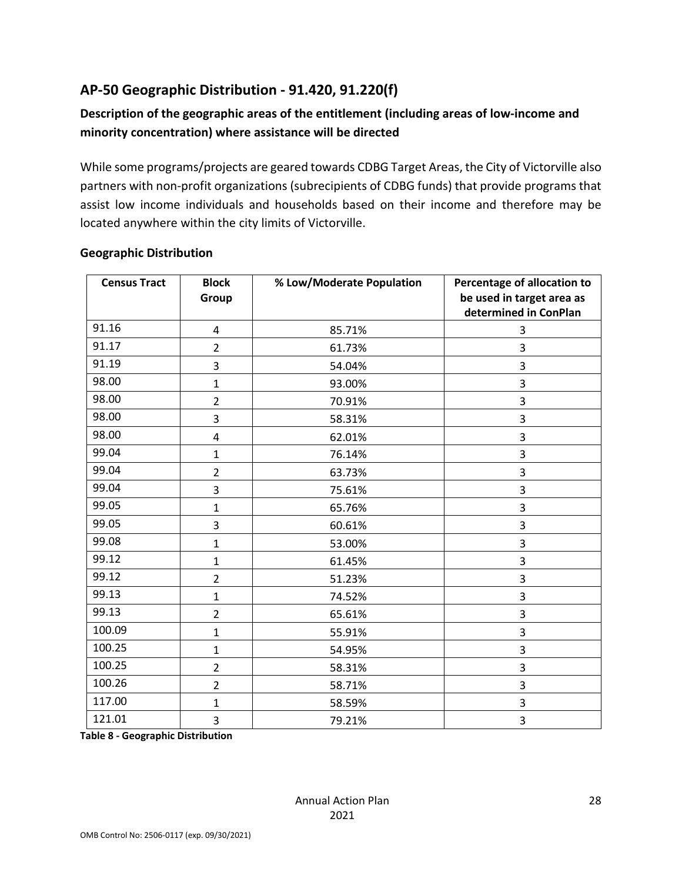## AP-50 Geographic Distribution - 91.420, 91.220(f)

### Description of the geographic areas of the entitlement (including areas of low-income and minority concentration) where assistance will be directed

While some programs/projects are geared towards CDBG Target Areas, the City of Victorville also partners with non-profit organizations (subrecipients of CDBG funds) that provide programs that assist low income individuals and households based on their income and therefore may be located anywhere within the city limits of Victorville.

### Geographic Distribution

| Census Tract | Block Group | % Low/Moderate Population | Percentage of allocation to be used in target area as determined in ConPlan |
|---|---|---|---|
| 91.16 | 4 | 85.71% | 3 |
| 91.17 | 2 | 61.73% | 3 |
| 91.19 | 3 | 54.04% | 3 |
| 98.00 | 1 | 93.00% | 3 |
| 98.00 | 2 | 70.91% | 3 |
| 98.00 | 3 | 58.31% | 3 |
| 98.00 | 4 | 62.01% | 3 |
| 99.04 | 1 | 76.14% | 3 |
| 99.04 | 2 | 63.73% | 3 |
| 99.04 | 3 | 75.61% | 3 |
| 99.05 | 1 | 65.76% | 3 |
| 99.05 | 3 | 60.61% | 3 |
| 99.08 | 1 | 53.00% | 3 |
| 99.12 | 1 | 61.45% | 3 |
| 99.12 | 2 | 51.23% | 3 |
| 99.13 | 1 | 74.52% | 3 |
| 99.13 | 2 | 65.61% | 3 |
| 100.09 | 1 | 55.91% | 3 |
| 100.25 | 1 | 54.95% | 3 |
| 100.25 | 2 | 58.31% | 3 |
| 100.26 | 2 | 58.71% | 3 |
| 117.00 | 1 | 58.59% | 3 |
| 121.01 | 3 | 79.21% | 3 |

**Table 8 - Geographic Distribution**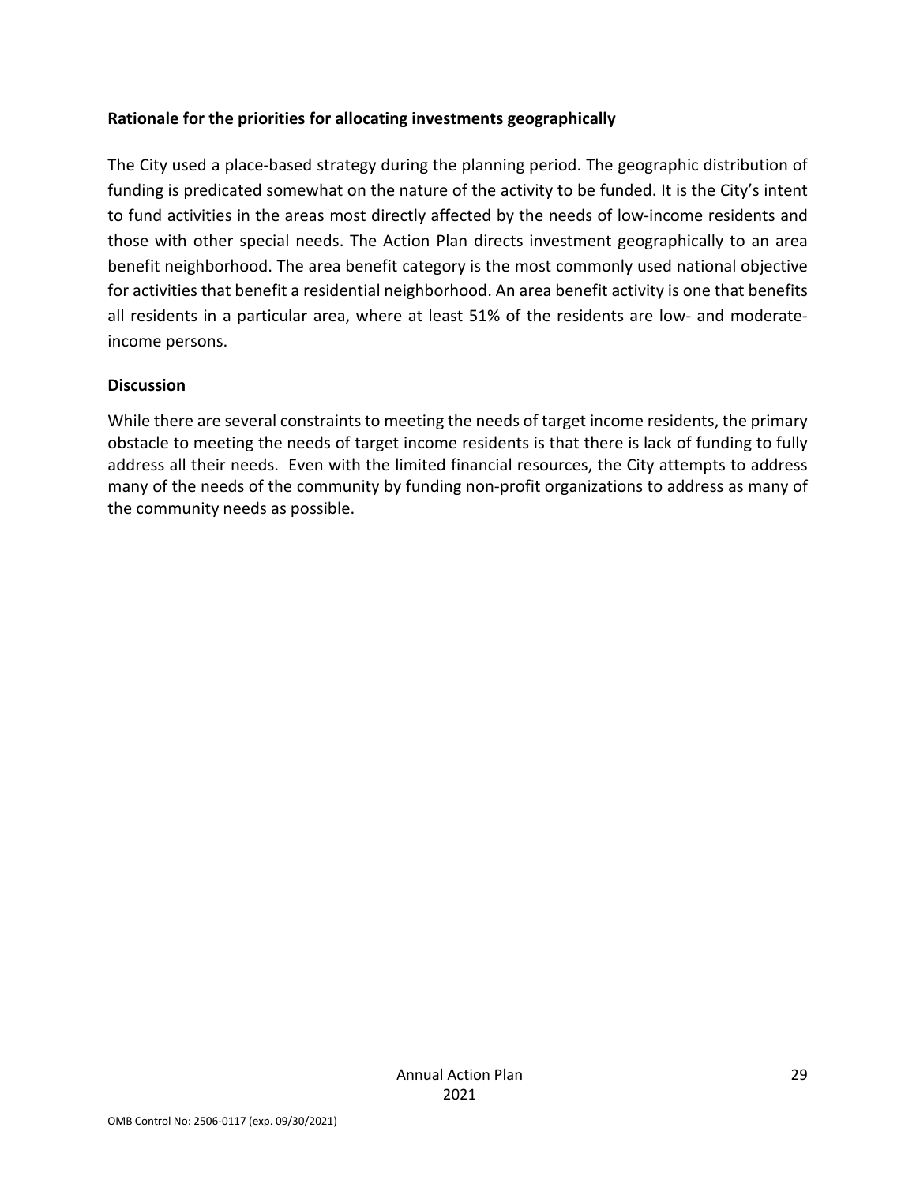**Rationale for the priorities for allocating investments geographically**

The City used a place-based strategy during the planning period. The geographic distribution of funding is predicated somewhat on the nature of the activity to be funded. It is the City's intent to fund activities in the areas most directly affected by the needs of low-income residents and those with other special needs. The Action Plan directs investment geographically to an area benefit neighborhood. The area benefit category is the most commonly used national objective for activities that benefit a residential neighborhood. An area benefit activity is one that benefits all residents in a particular area, where at least 51% of the residents are low- and moderate-income persons.

**Discussion**

While there are several constraints to meeting the needs of target income residents, the primary obstacle to meeting the needs of target income residents is that there is lack of funding to fully address all their needs. Even with the limited financial resources, the City attempts to address many of the needs of the community by funding non-profit organizations to address as many of the community needs as possible.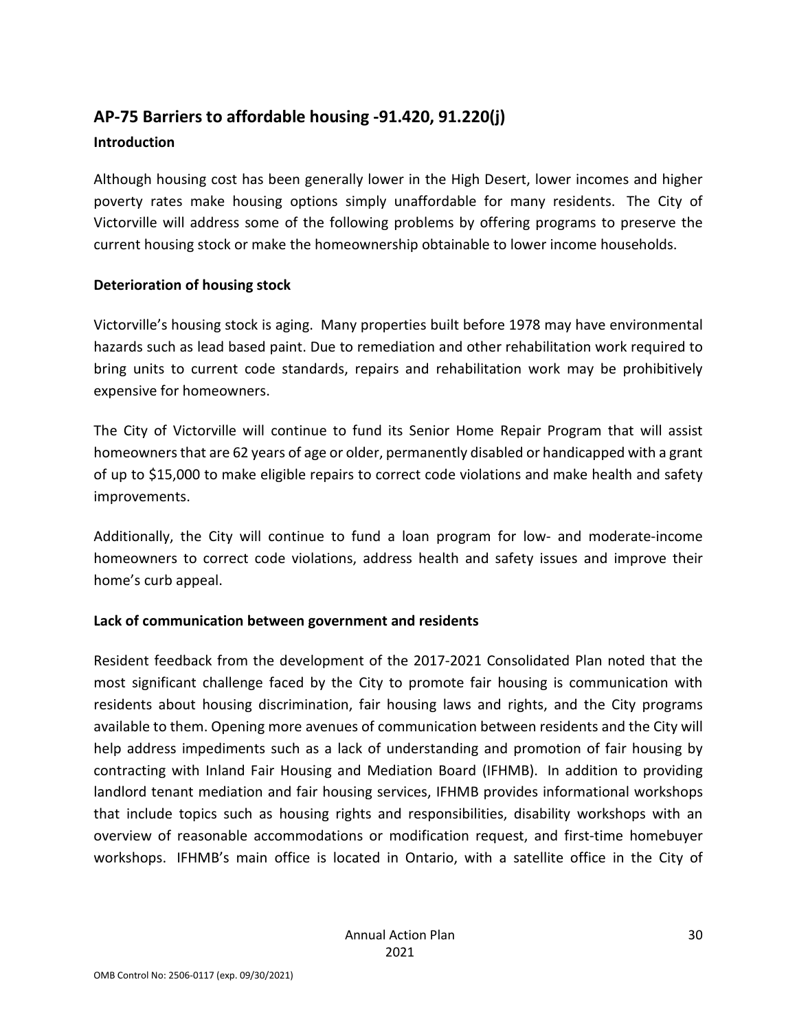## AP-75 Barriers to affordable housing -91.420, 91.220(j)

### Introduction

Although housing cost has been generally lower in the High Desert, lower incomes and higher poverty rates make housing options simply unaffordable for many residents. The City of Victorville will address some of the following problems by offering programs to preserve the current housing stock or make the homeownership obtainable to lower income households.

### Deterioration of housing stock

Victorville's housing stock is aging. Many properties built before 1978 may have environmental hazards such as lead based paint. Due to remediation and other rehabilitation work required to bring units to current code standards, repairs and rehabilitation work may be prohibitively expensive for homeowners.

The City of Victorville will continue to fund its Senior Home Repair Program that will assist homeowners that are 62 years of age or older, permanently disabled or handicapped with a grant of up to $15,000 to make eligible repairs to correct code violations and make health and safety improvements.

Additionally, the City will continue to fund a loan program for low- and moderate-income homeowners to correct code violations, address health and safety issues and improve their home's curb appeal.

### Lack of communication between government and residents

Resident feedback from the development of the 2017-2021 Consolidated Plan noted that the most significant challenge faced by the City to promote fair housing is communication with residents about housing discrimination, fair housing laws and rights, and the City programs available to them. Opening more avenues of communication between residents and the City will help address impediments such as a lack of understanding and promotion of fair housing by contracting with Inland Fair Housing and Mediation Board (IFHMB). In addition to providing landlord tenant mediation and fair housing services, IFHMB provides informational workshops that include topics such as housing rights and responsibilities, disability workshops with an overview of reasonable accommodations or modification request, and first-time homebuyer workshops. IFHMB's main office is located in Ontario, with a satellite office in the City of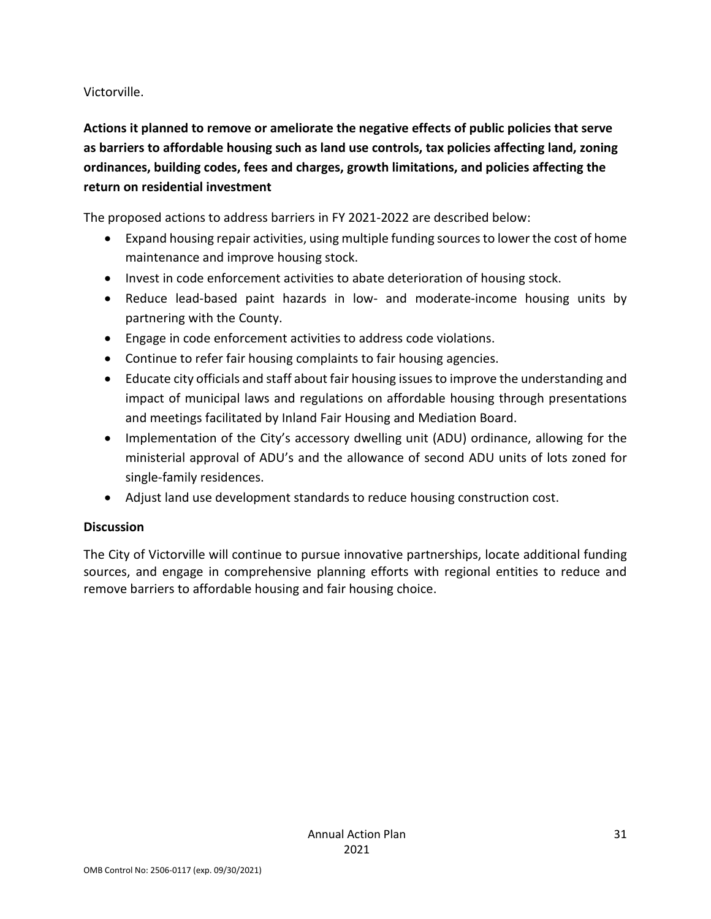Victorville.

**Actions it planned to remove or ameliorate the negative effects of public policies that serve as barriers to affordable housing such as land use controls, tax policies affecting land, zoning ordinances, building codes, fees and charges, growth limitations, and policies affecting the return on residential investment**

The proposed actions to address barriers in FY 2021-2022 are described below:

- Expand housing repair activities, using multiple funding sources to lower the cost of home maintenance and improve housing stock.
- Invest in code enforcement activities to abate deterioration of housing stock.
- Reduce lead-based paint hazards in low- and moderate-income housing units by partnering with the County.
- Engage in code enforcement activities to address code violations.
- Continue to refer fair housing complaints to fair housing agencies.
- Educate city officials and staff about fair housing issues to improve the understanding and impact of municipal laws and regulations on affordable housing through presentations and meetings facilitated by Inland Fair Housing and Mediation Board.
- Implementation of the City's accessory dwelling unit (ADU) ordinance, allowing for the ministerial approval of ADU's and the allowance of second ADU units of lots zoned for single-family residences.
- Adjust land use development standards to reduce housing construction cost.

**Discussion**

The City of Victorville will continue to pursue innovative partnerships, locate additional funding sources, and engage in comprehensive planning efforts with regional entities to reduce and remove barriers to affordable housing and fair housing choice.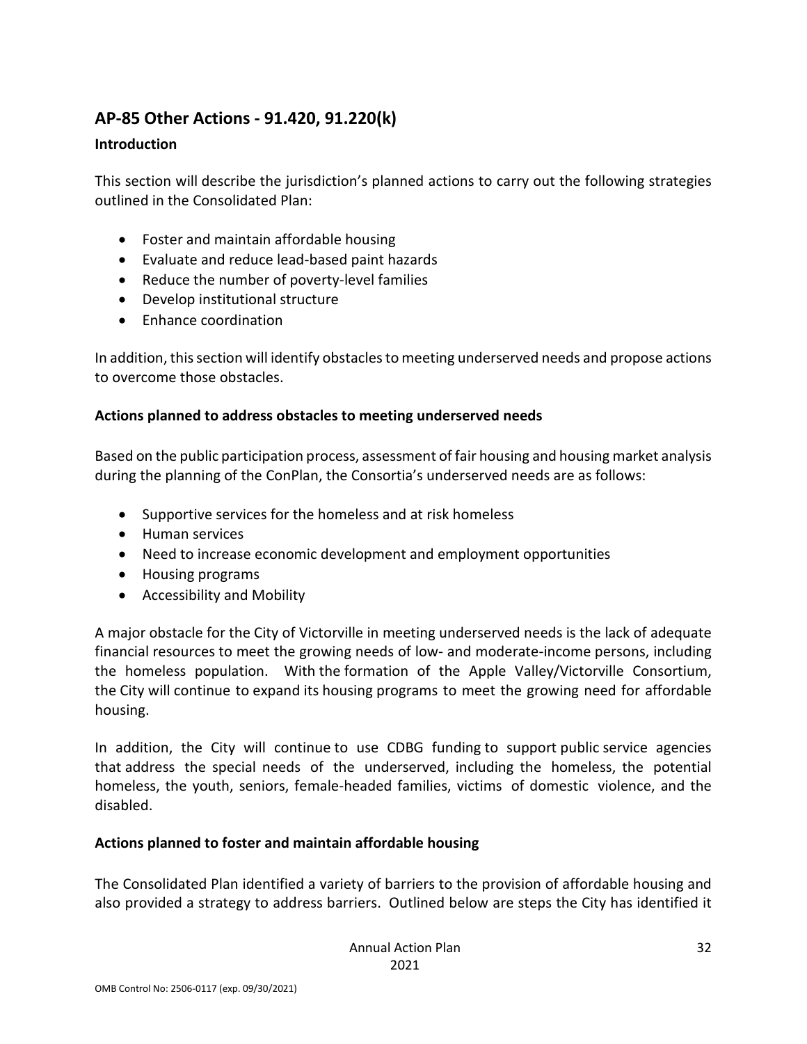## AP-85 Other Actions - 91.420, 91.220(k)

**Introduction**

This section will describe the jurisdiction's planned actions to carry out the following strategies outlined in the Consolidated Plan:

- Foster and maintain affordable housing
- Evaluate and reduce lead-based paint hazards
- Reduce the number of poverty-level families
- Develop institutional structure
- Enhance coordination

In addition, this section will identify obstacles to meeting underserved needs and propose actions to overcome those obstacles.

**Actions planned to address obstacles to meeting underserved needs**

Based on the public participation process, assessment of fair housing and housing market analysis during the planning of the ConPlan, the Consortia's underserved needs are as follows:

- Supportive services for the homeless and at risk homeless
- Human services
- Need to increase economic development and employment opportunities
- Housing programs
- Accessibility and Mobility

A major obstacle for the City of Victorville in meeting underserved needs is the lack of adequate financial resources to meet the growing needs of low- and moderate-income persons, including the homeless population. With the formation of the Apple Valley/Victorville Consortium, the City will continue to expand its housing programs to meet the growing need for affordable housing.

In addition, the City will continue to use CDBG funding to support public service agencies that address the special needs of the underserved, including the homeless, the potential homeless, the youth, seniors, female-headed families, victims of domestic violence, and the disabled.

**Actions planned to foster and maintain affordable housing**

The Consolidated Plan identified a variety of barriers to the provision of affordable housing and also provided a strategy to address barriers. Outlined below are steps the City has identified it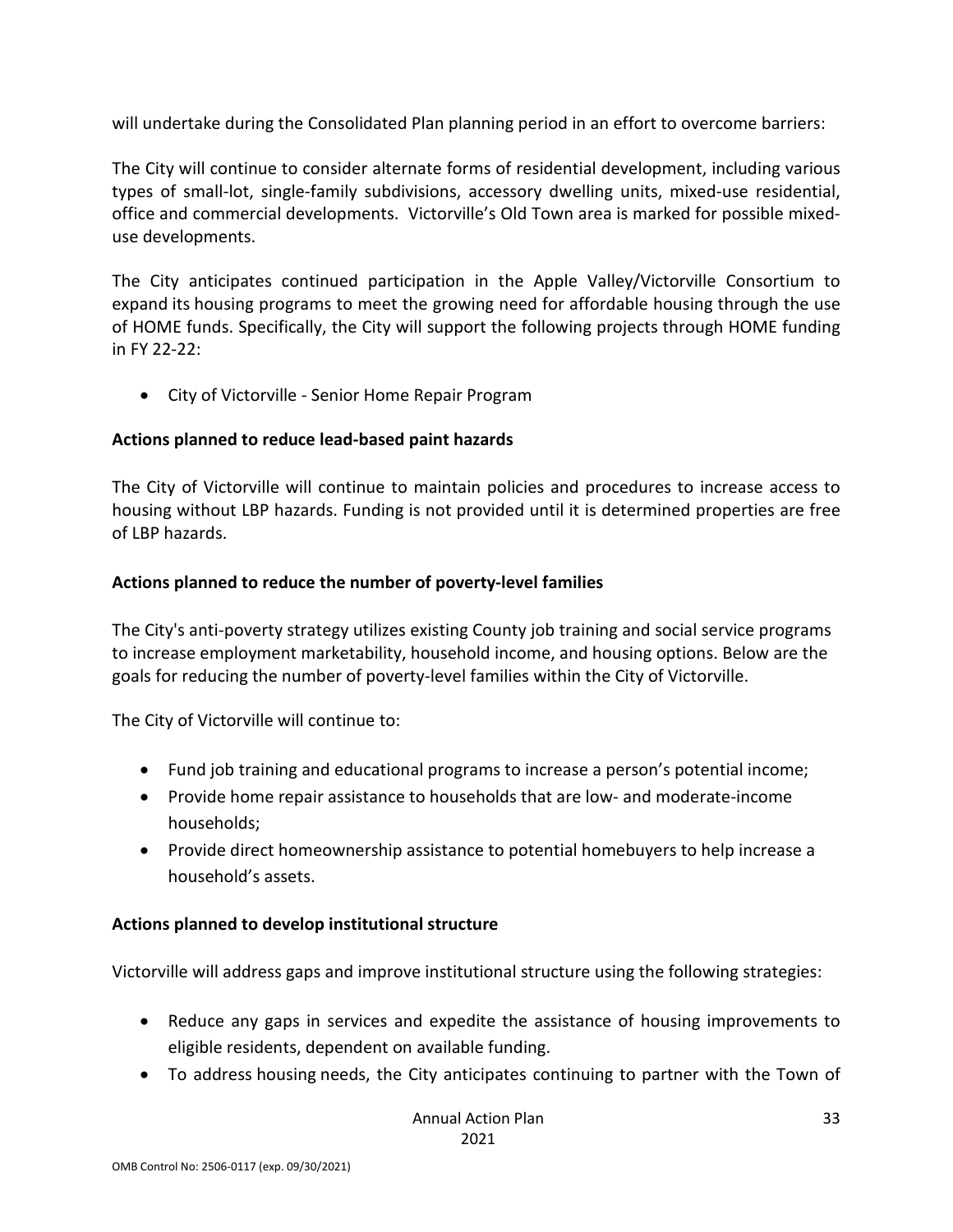will undertake during the Consolidated Plan planning period in an effort to overcome barriers:

The City will continue to consider alternate forms of residential development, including various types of small-lot, single-family subdivisions, accessory dwelling units, mixed-use residential, office and commercial developments. Victorville's Old Town area is marked for possible mixed-use developments.

The City anticipates continued participation in the Apple Valley/Victorville Consortium to expand its housing programs to meet the growing need for affordable housing through the use of HOME funds. Specifically, the City will support the following projects through HOME funding in FY 22-22:

- City of Victorville - Senior Home Repair Program

**Actions planned to reduce lead-based paint hazards**

The City of Victorville will continue to maintain policies and procedures to increase access to housing without LBP hazards. Funding is not provided until it is determined properties are free of LBP hazards.

**Actions planned to reduce the number of poverty-level families**

The City's anti-poverty strategy utilizes existing County job training and social service programs to increase employment marketability, household income, and housing options. Below are the goals for reducing the number of poverty-level families within the City of Victorville.

The City of Victorville will continue to:

- Fund job training and educational programs to increase a person's potential income;
- Provide home repair assistance to households that are low- and moderate-income households;
- Provide direct homeownership assistance to potential homebuyers to help increase a household's assets.

**Actions planned to develop institutional structure**

Victorville will address gaps and improve institutional structure using the following strategies:

- Reduce any gaps in services and expedite the assistance of housing improvements to eligible residents, dependent on available funding.
- To address housing needs, the City anticipates continuing to partner with the Town of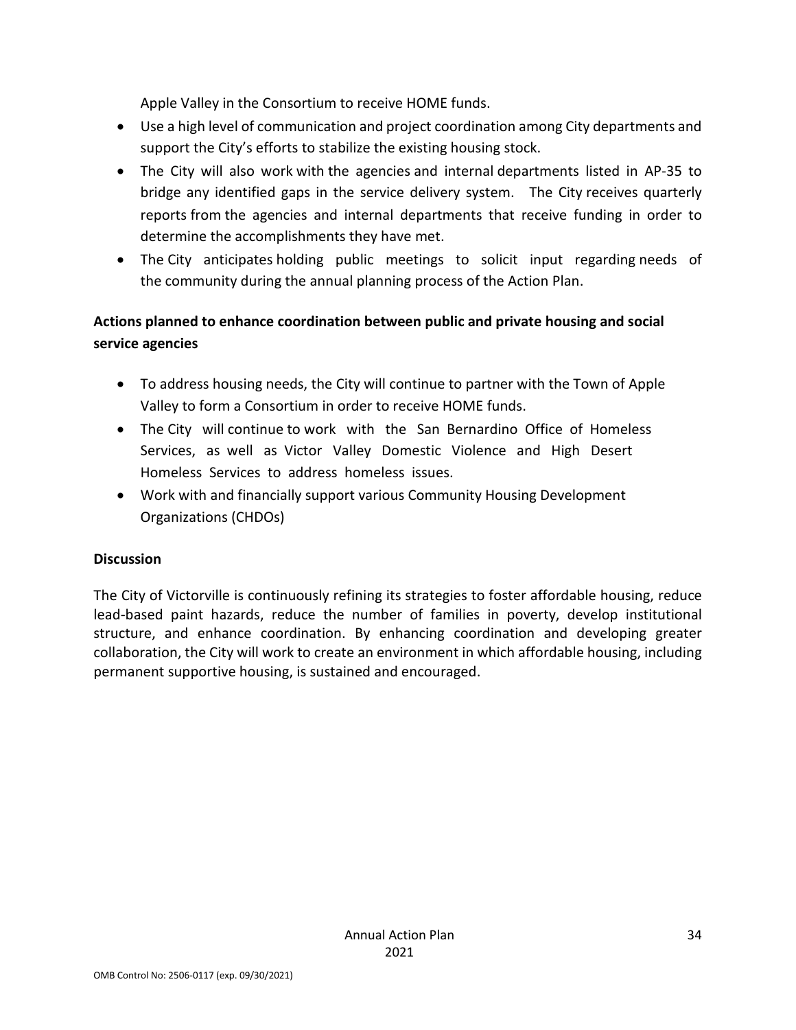Apple Valley in the Consortium to receive HOME funds.

- Use a high level of communication and project coordination among City departments and support the City's efforts to stabilize the existing housing stock.
- The City will also work with the agencies and internal departments listed in AP-35 to bridge any identified gaps in the service delivery system. The City receives quarterly reports from the agencies and internal departments that receive funding in order to determine the accomplishments they have met.
- The City anticipates holding public meetings to solicit input regarding needs of the community during the annual planning process of the Action Plan.

**Actions planned to enhance coordination between public and private housing and social service agencies**

- To address housing needs, the City will continue to partner with the Town of Apple Valley to form a Consortium in order to receive HOME funds.
- The City will continue to work with the San Bernardino Office of Homeless Services, as well as Victor Valley Domestic Violence and High Desert Homeless Services to address homeless issues.
- Work with and financially support various Community Housing Development Organizations (CHDOs)

**Discussion**

The City of Victorville is continuously refining its strategies to foster affordable housing, reduce lead-based paint hazards, reduce the number of families in poverty, develop institutional structure, and enhance coordination. By enhancing coordination and developing greater collaboration, the City will work to create an environment in which affordable housing, including permanent supportive housing, is sustained and encouraged.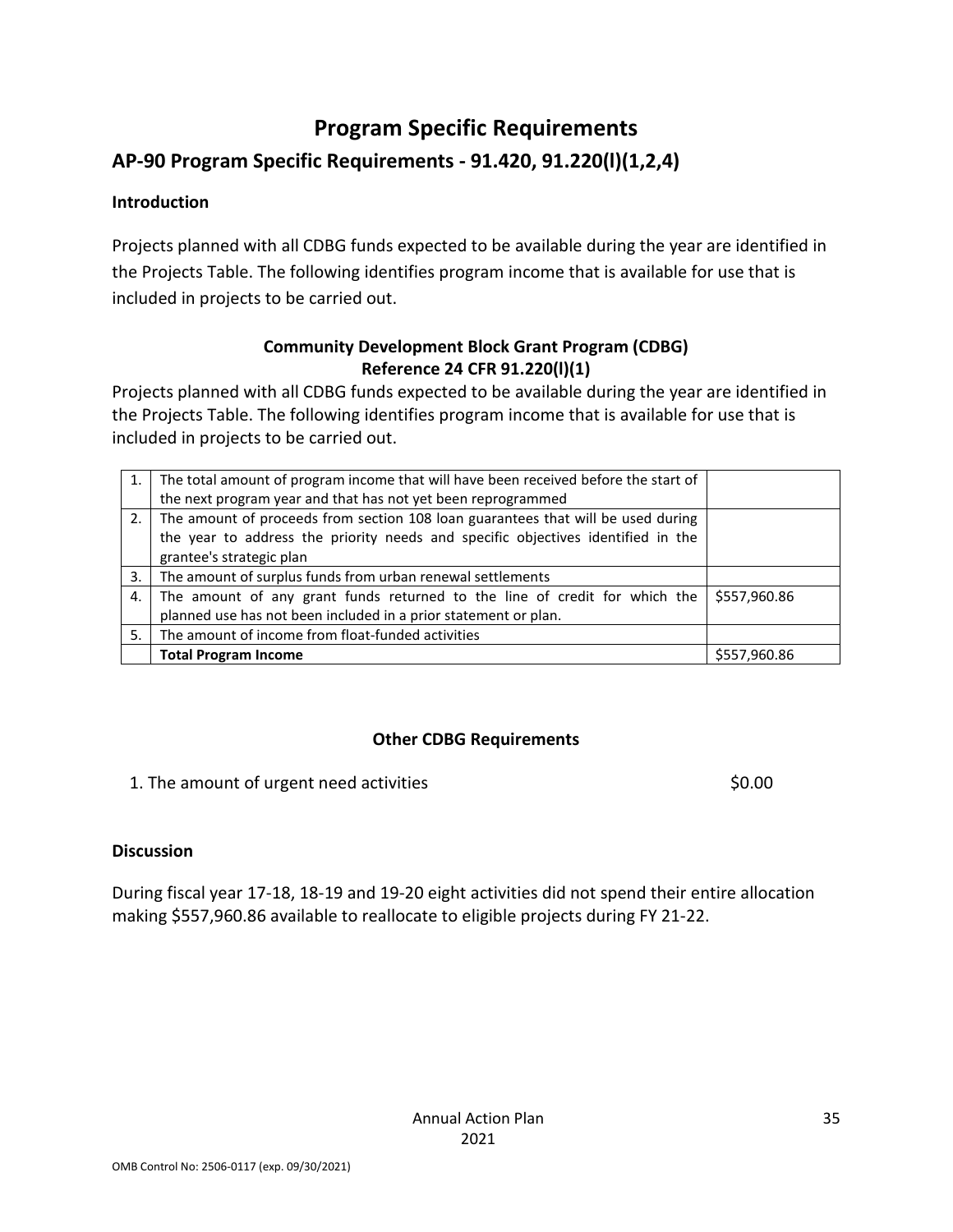# Program Specific Requirements

## AP-90 Program Specific Requirements - 91.420, 91.220(l)(1,2,4)

### Introduction

Projects planned with all CDBG funds expected to be available during the year are identified in the Projects Table. The following identifies program income that is available for use that is included in projects to be carried out.

**Community Development Block Grant Program (CDBG)**
**Reference 24 CFR 91.220(l)(1)**

Projects planned with all CDBG funds expected to be available during the year are identified in the Projects Table. The following identifies program income that is available for use that is included in projects to be carried out.

| | | |
|---|---|---|
| 1. | The total amount of program income that will have been received before the start of the next program year and that has not yet been reprogrammed | |
| 2. | The amount of proceeds from section 108 loan guarantees that will be used during the year to address the priority needs and specific objectives identified in the grantee's strategic plan | |
| 3. | The amount of surplus funds from urban renewal settlements | |
| 4. | The amount of any grant funds returned to the line of credit for which the planned use has not been included in a prior statement or plan. | $557,960.86 |
| 5. | The amount of income from float-funded activities | |
| | **Total Program Income** | $557,960.86 |

**Other CDBG Requirements**

1. The amount of urgent need activities $0.00

### Discussion

During fiscal year 17-18, 18-19 and 19-20 eight activities did not spend their entire allocation making $557,960.86 available to reallocate to eligible projects during FY 21-22.